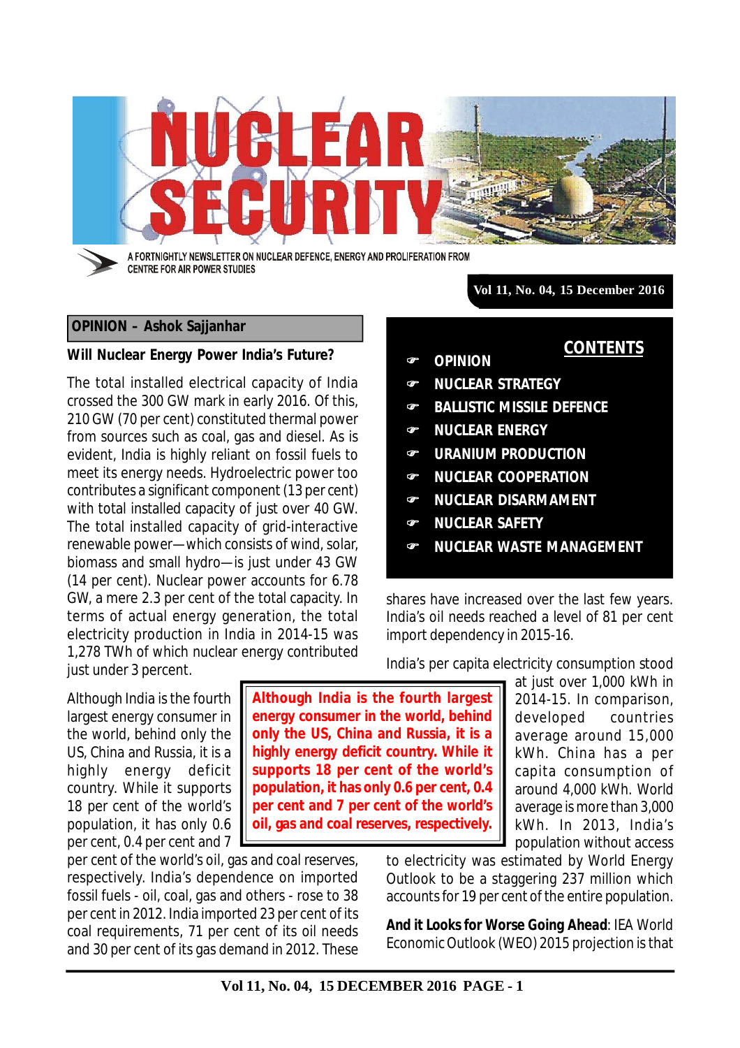# NUCLEAR SECURITY

A FORTNIGHTLY NEWSLETTER ON NUCLEAR DEFENCE, ENERGY AND PROLIFERATION FROM CENTRE FOR AIR POWER STUDIES

Vol 11, No. 04, 15 December 2016

## CONTENTS

- OPINION
- NUCLEAR STRATEGY
- BALLISTIC MISSILE DEFENCE
- NUCLEAR ENERGY
- URANIUM PRODUCTION
- NUCLEAR COOPERATION
- NUCLEAR DISARMAMENT
- NUCLEAR SAFETY
- NUCLEAR WASTE MANAGEMENT

## OPINION – Ashok Sajjanhar

### Will Nuclear Energy Power India's Future?

The total installed electrical capacity of India crossed the 300 GW mark in early 2016. Of this, 210 GW (70 per cent) constituted thermal power from sources such as coal, gas and diesel. As is evident, India is highly reliant on fossil fuels to meet its energy needs. Hydroelectric power too contributes a significant component (13 per cent) with total installed capacity of just over 40 GW. The total installed capacity of grid-interactive renewable power—which consists of wind, solar, biomass and small hydro—is just under 43 GW (14 per cent). Nuclear power accounts for 6.78 GW, a mere 2.3 per cent of the total capacity. In terms of actual energy generation, the total electricity production in India in 2014-15 was 1,278 TWh of which nuclear energy contributed just under 3 percent.

Although India is the fourth largest energy consumer in the world, behind only the US, China and Russia, it is a highly energy deficit country. While it supports 18 per cent of the world's population, it has only 0.6 per cent, 0.4 per cent and 7 per cent of the world's oil, gas and coal reserves, respectively. India's dependence on imported fossil fuels - oil, coal, gas and others - rose to 38 per cent in 2012. India imported 23 per cent of its coal requirements, 71 per cent of its oil needs and 30 per cent of its gas demand in 2012. These shares have increased over the last few years. India's oil needs reached a level of 81 per cent import dependency in 2015-16.

> **Although India is the fourth largest energy consumer in the world, behind only the US, China and Russia, it is a highly energy deficit country. While it supports 18 per cent of the world's population, it has only 0.6 per cent, 0.4 per cent and 7 per cent of the world's oil, gas and coal reserves, respectively.**

India's per capita electricity consumption stood at just over 1,000 kWh in 2014-15. In comparison, developed countries average around 15,000 kWh. China has a per capita consumption of around 4,000 kWh. World average is more than 3,000 kWh. In 2013, India's population without access to electricity was estimated by World Energy Outlook to be a staggering 237 million which accounts for 19 per cent of the entire population.

**And it Looks for Worse Going Ahead**: IEA World Economic Outlook (WEO) 2015 projection is that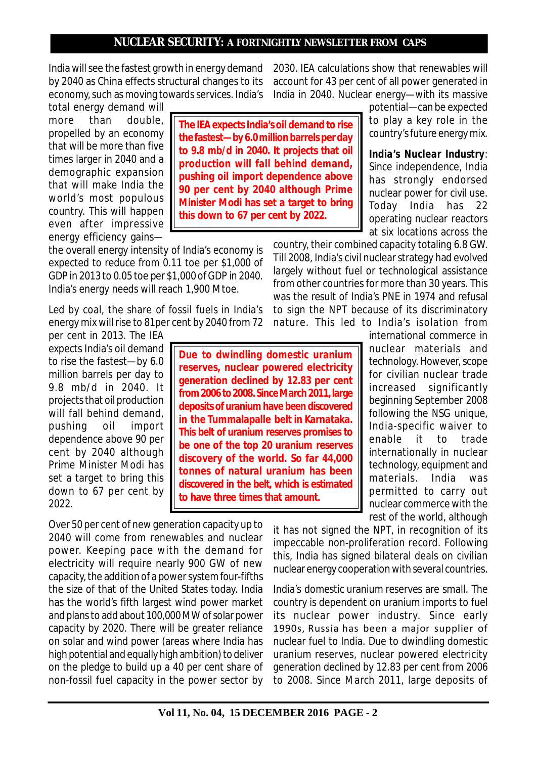India will see the fastest growth in energy demand by 2040 as China effects structural changes to its economy, such as moving towards services. India's total energy demand will more than double, propelled by an economy that will be more than five times larger in 2040 and a demographic expansion that will make India the world's most populous country. This will happen even after impressive energy efficiency gains—the overall energy intensity of India's economy is expected to reduce from 0.11 toe per $1,000 of GDP in 2013 to 0.05 toe per $1,000 of GDP in 2040. India's energy needs will reach 1,900 Mtoe.

> **The IEA expects India's oil demand to rise the fastest—by 6.0 million barrels per day to 9.8 mb/d in 2040. It projects that oil production will fall behind demand, pushing oil import dependence above 90 per cent by 2040 although Prime Minister Modi has set a target to bring this down to 67 per cent by 2022.**

Led by coal, the share of fossil fuels in India's energy mix will rise to 81per cent by 2040 from 72 per cent in 2013. The IEA expects India's oil demand to rise the fastest—by 6.0 million barrels per day to 9.8 mb/d in 2040. It projects that oil production will fall behind demand, pushing oil import dependence above 90 per cent by 2040 although Prime Minister Modi has set a target to bring this down to 67 per cent by 2022.

> **Due to dwindling domestic uranium reserves, nuclear powered electricity generation declined by 12.83 per cent from 2006 to 2008. Since March 2011, large deposits of uranium have been discovered in the Tummalapalle belt in Karnataka. This belt of uranium reserves promises to be one of the top 20 uranium reserves discovery of the world. So far 44,000 tonnes of natural uranium has been discovered in the belt, which is estimated to have three times that amount.**

Over 50 per cent of new generation capacity up to 2040 will come from renewables and nuclear power. Keeping pace with the demand for electricity will require nearly 900 GW of new capacity, the addition of a power system four-fifths the size of that of the United States today. India has the world's fifth largest wind power market and plans to add about 100,000 MW of solar power capacity by 2020. There will be greater reliance on solar and wind power (areas where India has high potential and equally high ambition) to deliver on the pledge to build up a 40 per cent share of non-fossil fuel capacity in the power sector by 2030. IEA calculations show that renewables will account for 43 per cent of all power generated in India in 2040. Nuclear energy—with its massive potential—can be expected to play a key role in the country's future energy mix.

**India's Nuclear Industry**: Since independence, India has strongly endorsed nuclear power for civil use. Today India has 22 operating nuclear reactors at six locations across the country, their combined capacity totaling 6.8 GW. Till 2008, India's civil nuclear strategy had evolved largely without fuel or technological assistance from other countries for more than 30 years. This was the result of India's PNE in 1974 and refusal to sign the NPT because of its discriminatory nature. This led to India's isolation from international commerce in nuclear materials and technology. However, scope for civilian nuclear trade increased significantly beginning September 2008 following the NSG unique, India-specific waiver to enable it to trade internationally in nuclear technology, equipment and materials. India was permitted to carry out nuclear commerce with the rest of the world, although it has not signed the NPT, in recognition of its impeccable non-proliferation record. Following this, India has signed bilateral deals on civilian nuclear energy cooperation with several countries.

India's domestic uranium reserves are small. The country is dependent on uranium imports to fuel its nuclear power industry. Since early 1990s, Russia has been a major supplier of nuclear fuel to India. Due to dwindling domestic uranium reserves, nuclear powered electricity generation declined by 12.83 per cent from 2006 to 2008. Since March 2011, large deposits of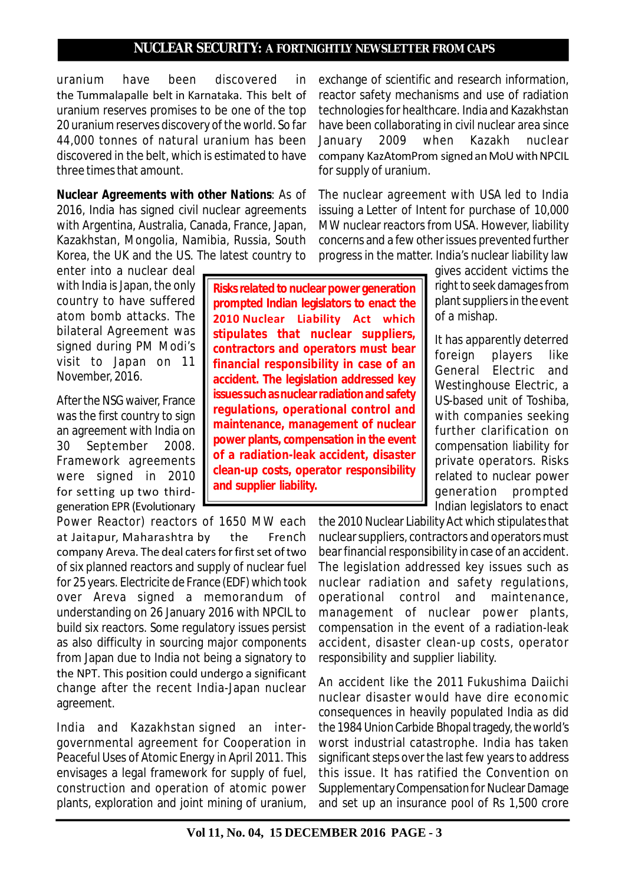uranium have been discovered in the Tummalapalle belt in Karnataka. This belt of uranium reserves promises to be one of the top 20 uranium reserves discovery of the world. So far 44,000 tonnes of natural uranium has been discovered in the belt, which is estimated to have three times that amount.

**Nuclear Agreements with other Nations**: As of 2016, India has signed civil nuclear agreements with Argentina, Australia, Canada, France, Japan, Kazakhstan, Mongolia, Namibia, Russia, South Korea, the UK and the US. The latest country to enter into a nuclear deal with India is Japan, the only country to have suffered atom bomb attacks. The bilateral Agreement was signed during PM Modi's visit to Japan on 11 November, 2016.

> **Risks related to nuclear power generation prompted Indian legislators to enact the 2010 Nuclear Liability Act which stipulates that nuclear suppliers, contractors and operators must bear financial responsibility in case of an accident. The legislation addressed key issues such as nuclear radiation and safety regulations, operational control and maintenance, management of nuclear power plants, compensation in the event of a radiation-leak accident, disaster clean-up costs, operator responsibility and supplier liability.**

After the NSG waiver, France was the first country to sign an agreement with India on 30 September 2008. Framework agreements were signed in 2010 for setting up two third-generation EPR (Evolutionary Power Reactor) reactors of 1650 MW each at Jaitapur, Maharashtra by the French company Areva. The deal caters for first set of two of six planned reactors and supply of nuclear fuel for 25 years. Electricite de France (EDF) which took over Areva signed a memorandum of understanding on 26 January 2016 with NPCIL to build six reactors. Some regulatory issues persist as also difficulty in sourcing major components from Japan due to India not being a signatory to the NPT. This position could undergo a significant change after the recent India-Japan nuclear agreement.

India and Kazakhstan signed an inter-governmental agreement for Cooperation in Peaceful Uses of Atomic Energy in April 2011. This envisages a legal framework for supply of fuel, construction and operation of atomic power plants, exploration and joint mining of uranium, exchange of scientific and research information, reactor safety mechanisms and use of radiation technologies for healthcare. India and Kazakhstan have been collaborating in civil nuclear area since January 2009 when Kazakh nuclear company KazAtomProm signed an MoU with NPCIL for supply of uranium.

The nuclear agreement with USA led to India issuing a Letter of Intent for purchase of 10,000 MW nuclear reactors from USA. However, liability concerns and a few other issues prevented further progress in the matter. India's nuclear liability law gives accident victims the right to seek damages from plant suppliers in the event of a mishap.

It has apparently deterred foreign players like General Electric and Westinghouse Electric, a US-based unit of Toshiba, with companies seeking further clarification on compensation liability for private operators. Risks related to nuclear power generation prompted Indian legislators to enact the 2010 Nuclear Liability Act which stipulates that nuclear suppliers, contractors and operators must bear financial responsibility in case of an accident. The legislation addressed key issues such as nuclear radiation and safety regulations, operational control and maintenance, management of nuclear power plants, compensation in the event of a radiation-leak accident, disaster clean-up costs, operator responsibility and supplier liability.

An accident like the 2011 Fukushima Daiichi nuclear disaster would have dire economic consequences in heavily populated India as did the 1984 Union Carbide Bhopal tragedy, the world's worst industrial catastrophe. India has taken significant steps over the last few years to address this issue. It has ratified the Convention on Supplementary Compensation for Nuclear Damage and set up an insurance pool of Rs 1,500 crore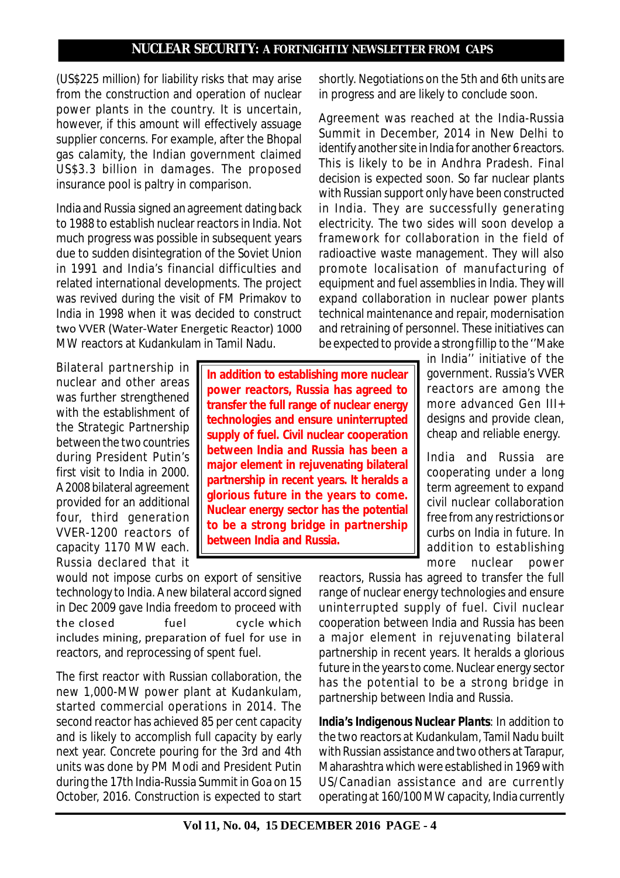(US$225 million) for liability risks that may arise from the construction and operation of nuclear power plants in the country. It is uncertain, however, if this amount will effectively assuage supplier concerns. For example, after the Bhopal gas calamity, the Indian government claimed US$3.3 billion in damages. The proposed insurance pool is paltry in comparison.

India and Russia signed an agreement dating back to 1988 to establish nuclear reactors in India. Not much progress was possible in subsequent years due to sudden disintegration of the Soviet Union in 1991 and India's financial difficulties and related international developments. The project was revived during the visit of FM Primakov to India in 1998 when it was decided to construct two VVER (Water-Water Energetic Reactor) 1000 MW reactors at Kudankulam in Tamil Nadu.

Bilateral partnership in nuclear and other areas was further strengthened with the establishment of the Strategic Partnership between the two countries during President Putin's first visit to India in 2000. A 2008 bilateral agreement provided for an additional four, third generation VVER-1200 reactors of capacity 1170 MW each. Russia declared that it would not impose curbs on export of sensitive technology to India. A new bilateral accord signed in Dec 2009 gave India freedom to proceed with the closed fuel cycle which includes mining, preparation of fuel for use in reactors, and reprocessing of spent fuel.

The first reactor with Russian collaboration, the new 1,000-MW power plant at Kudankulam, started commercial operations in 2014. The second reactor has achieved 85 per cent capacity and is likely to accomplish full capacity by early next year. Concrete pouring for the 3rd and 4th units was done by PM Modi and President Putin during the 17th India-Russia Summit in Goa on 15 October, 2016. Construction is expected to start shortly. Negotiations on the 5th and 6th units are in progress and are likely to conclude soon.

Agreement was reached at the India-Russia Summit in December, 2014 in New Delhi to identify another site in India for another 6 reactors. This is likely to be in Andhra Pradesh. Final decision is expected soon. So far nuclear plants with Russian support only have been constructed in India. They are successfully generating electricity. The two sides will soon develop a framework for collaboration in the field of radioactive waste management. They will also promote localisation of manufacturing of equipment and fuel assemblies in India. They will expand collaboration in nuclear power plants technical maintenance and repair, modernisation and retraining of personnel. These initiatives can be expected to provide a strong fillip to the ''Make in India'' initiative of the government. Russia's VVER reactors are among the more advanced Gen III+ designs and provide clean, cheap and reliable energy.

India and Russia are cooperating under a long term agreement to expand civil nuclear collaboration free from any restrictions or curbs on India in future. In addition to establishing more nuclear power reactors, Russia has agreed to transfer the full range of nuclear energy technologies and ensure uninterrupted supply of fuel. Civil nuclear cooperation between India and Russia has been a major element in rejuvenating bilateral partnership in recent years. It heralds a glorious future in the years to come. Nuclear energy sector has the potential to be a strong bridge in partnership between India and Russia.

> **In addition to establishing more nuclear power reactors, Russia has agreed to transfer the full range of nuclear energy technologies and ensure uninterrupted supply of fuel. Civil nuclear cooperation between India and Russia has been a major element in rejuvenating bilateral partnership in recent years. It heralds a glorious future in the years to come. Nuclear energy sector has the potential to be a strong bridge in partnership between India and Russia.**

***India's Indigenous Nuclear Plants***: In addition to the two reactors at Kudankulam, Tamil Nadu built with Russian assistance and two others at Tarapur, Maharashtra which were established in 1969 with US/Canadian assistance and are currently operating at 160/100 MW capacity, India currently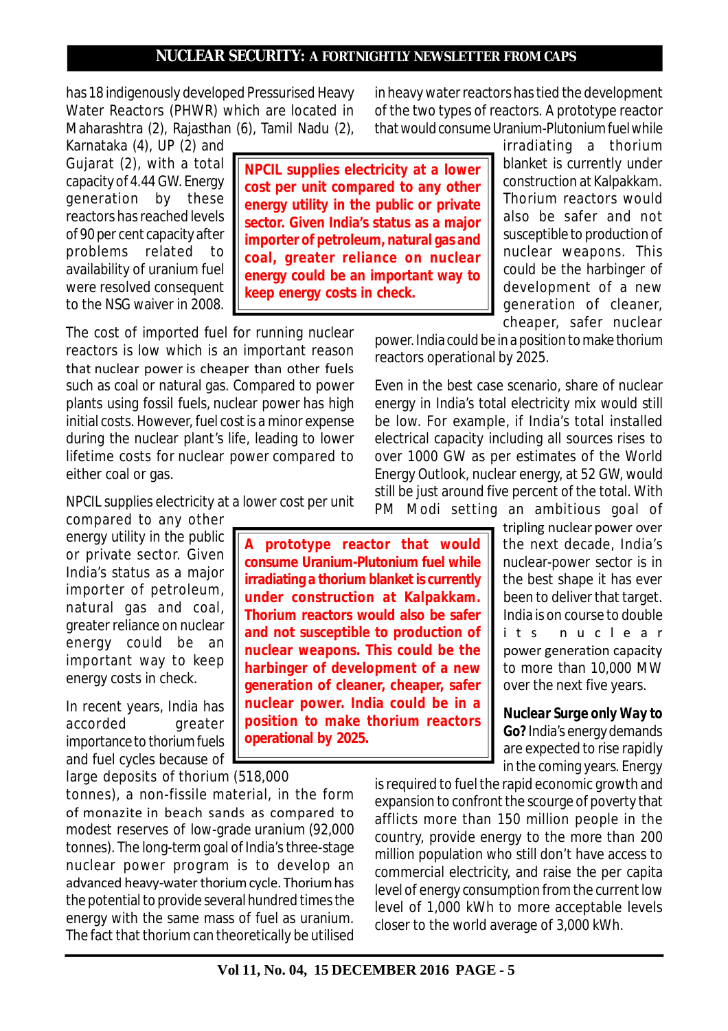has 18 indigenously developed Pressurised Heavy Water Reactors (PHWR) which are located in Maharashtra (2), Rajasthan (6), Tamil Nadu (2), Karnataka (4), UP (2) and Gujarat (2), with a total capacity of 4.44 GW. Energy generation by these reactors has reached levels of 90 per cent capacity after problems related to availability of uranium fuel were resolved consequent to the NSG waiver in 2008.

> **NPCIL supplies electricity at a lower cost per unit compared to any other energy utility in the public or private sector. Given India's status as a major importer of petroleum, natural gas and coal, greater reliance on nuclear energy could be an important way to keep energy costs in check.**

The cost of imported fuel for running nuclear reactors is low which is an important reason that nuclear power is cheaper than other fuels such as coal or natural gas. Compared to power plants using fossil fuels, nuclear power has high initial costs. However, fuel cost is a minor expense during the nuclear plant's life, leading to lower lifetime costs for nuclear power compared to either coal or gas.

NPCIL supplies electricity at a lower cost per unit compared to any other energy utility in the public or private sector. Given India's status as a major importer of petroleum, natural gas and coal, greater reliance on nuclear energy could be an important way to keep energy costs in check.

> **A prototype reactor that would consume Uranium-Plutonium fuel while irradiating a thorium blanket is currently under construction at Kalpakkam. Thorium reactors would also be safer and not susceptible to production of nuclear weapons. This could be the harbinger of development of a new generation of cleaner, cheaper, safer nuclear power. India could be in a position to make thorium reactors operational by 2025.**

In recent years, India has accorded greater importance to thorium fuels and fuel cycles because of large deposits of thorium (518,000 tonnes), a non-fissile material, in the form of monazite in beach sands as compared to modest reserves of low-grade uranium (92,000 tonnes). The long-term goal of India's three-stage nuclear power program is to develop an advanced heavy-water thorium cycle. Thorium has the potential to provide several hundred times the energy with the same mass of fuel as uranium. The fact that thorium can theoretically be utilised in heavy water reactors has tied the development of the two types of reactors. A prototype reactor that would consume Uranium-Plutonium fuel while irradiating a thorium blanket is currently under construction at Kalpakkam. Thorium reactors would also be safer and not susceptible to production of nuclear weapons. This could be the harbinger of development of a new generation of cleaner, cheaper, safer nuclear power. India could be in a position to make thorium reactors operational by 2025.

Even in the best case scenario, share of nuclear energy in India's total electricity mix would still be low. For example, if India's total installed electrical capacity including all sources rises to over 1000 GW as per estimates of the World Energy Outlook, nuclear energy, at 52 GW, would still be just around five percent of the total. With PM Modi setting an ambitious goal of tripling nuclear power over the next decade, India's nuclear-power sector is in the best shape it has ever been to deliver that target. India is on course to double its nuclear power generation capacity to more than 10,000 MW over the next five years.

**Nuclear Surge only Way to Go?** India's energy demands are expected to rise rapidly in the coming years. Energy is required to fuel the rapid economic growth and expansion to confront the scourge of poverty that afflicts more than 150 million people in the country, provide energy to the more than 200 million population who still don't have access to commercial electricity, and raise the per capita level of energy consumption from the current low level of 1,000 kWh to more acceptable levels closer to the world average of 3,000 kWh.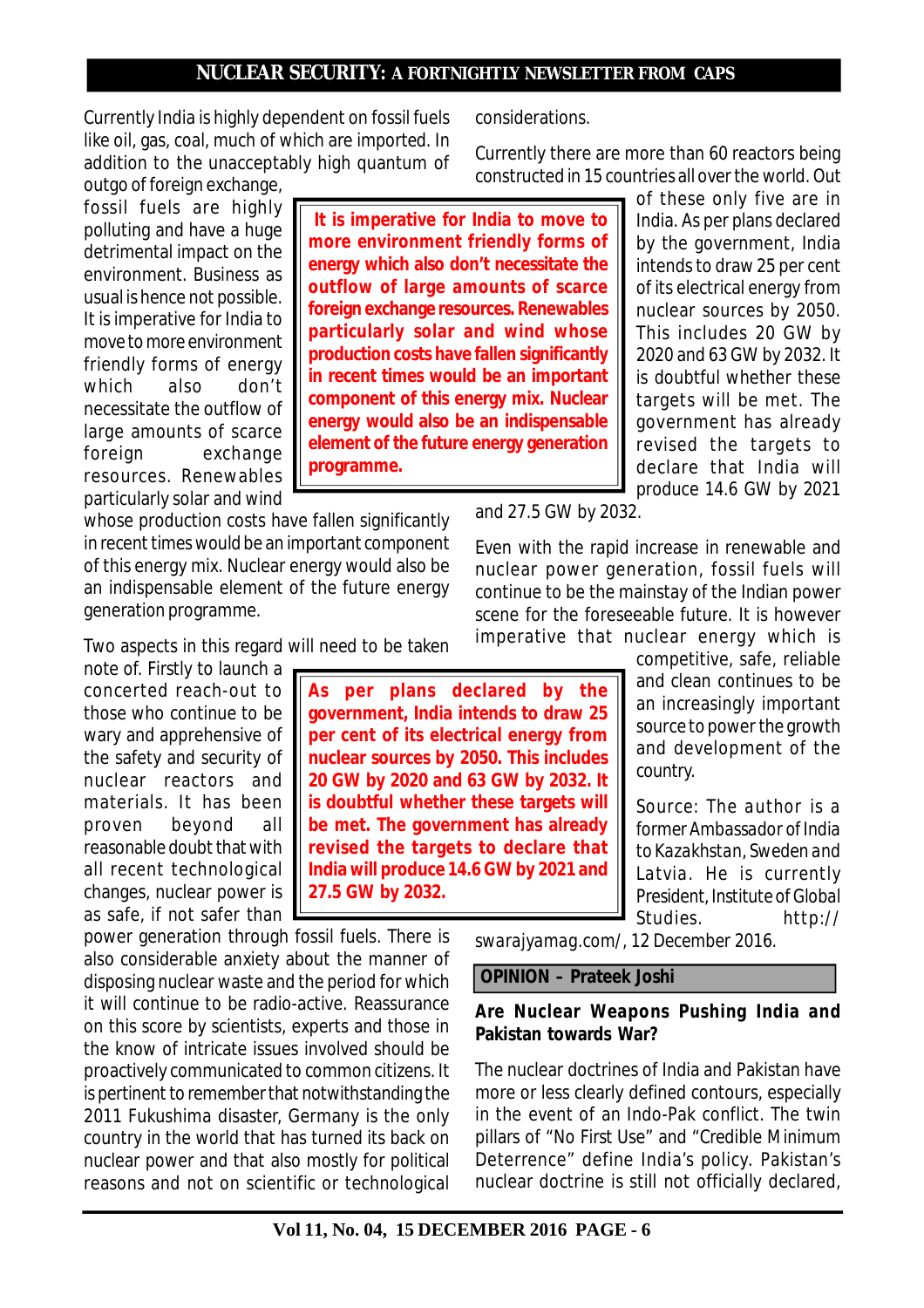Currently India is highly dependent on fossil fuels like oil, gas, coal, much of which are imported. In addition to the unacceptably high quantum of outgo of foreign exchange, fossil fuels are highly polluting and have a huge detrimental impact on the environment. Business as usual is hence not possible. It is imperative for India to move to more environment friendly forms of energy which also don't necessitate the outflow of large amounts of scarce foreign exchange resources. Renewables particularly solar and wind whose production costs have fallen significantly in recent times would be an important component of this energy mix. Nuclear energy would also be an indispensable element of the future energy generation programme.

> **It is imperative for India to move to more environment friendly forms of energy which also don't necessitate the outflow of large amounts of scarce foreign exchange resources. Renewables particularly solar and wind whose production costs have fallen significantly in recent times would be an important component of this energy mix. Nuclear energy would also be an indispensable element of the future energy generation programme.**

Two aspects in this regard will need to be taken note of. Firstly to launch a concerted reach-out to those who continue to be wary and apprehensive of the safety and security of nuclear reactors and materials. It has been proven beyond all reasonable doubt that with all recent technological changes, nuclear power is as safe, if not safer than power generation through fossil fuels. There is also considerable anxiety about the manner of disposing nuclear waste and the period for which it will continue to be radio-active. Reassurance on this score by scientists, experts and those in the know of intricate issues involved should be proactively communicated to common citizens. It is pertinent to remember that notwithstanding the 2011 Fukushima disaster, Germany is the only country in the world that has turned its back on nuclear power and that also mostly for political reasons and not on scientific or technological considerations.

> **As per plans declared by the government, India intends to draw 25 per cent of its electrical energy from nuclear sources by 2050. This includes 20 GW by 2020 and 63 GW by 2032. It is doubtful whether these targets will be met. The government has already revised the targets to declare that India will produce 14.6 GW by 2021 and 27.5 GW by 2032.**

Currently there are more than 60 reactors being constructed in 15 countries all over the world. Out of these only five are in India. As per plans declared by the government, India intends to draw 25 per cent of its electrical energy from nuclear sources by 2050. This includes 20 GW by 2020 and 63 GW by 2032. It is doubtful whether these targets will be met. The government has already revised the targets to declare that India will produce 14.6 GW by 2021 and 27.5 GW by 2032.

Even with the rapid increase in renewable and nuclear power generation, fossil fuels will continue to be the mainstay of the Indian power scene for the foreseeable future. It is however imperative that nuclear energy which is competitive, safe, reliable and clean continues to be an increasingly important source to power the growth and development of the country.

Source: The author is a former Ambassador of India to Kazakhstan, Sweden and Latvia. He is currently President, Institute of Global Studies. http://swarajyamag.com/, 12 December 2016.

## OPINION – Prateek Joshi

### Are Nuclear Weapons Pushing India and Pakistan towards War?

The nuclear doctrines of India and Pakistan have more or less clearly defined contours, especially in the event of an Indo-Pak conflict. The twin pillars of "No First Use" and "Credible Minimum Deterrence" define India's policy. Pakistan's nuclear doctrine is still not officially declared,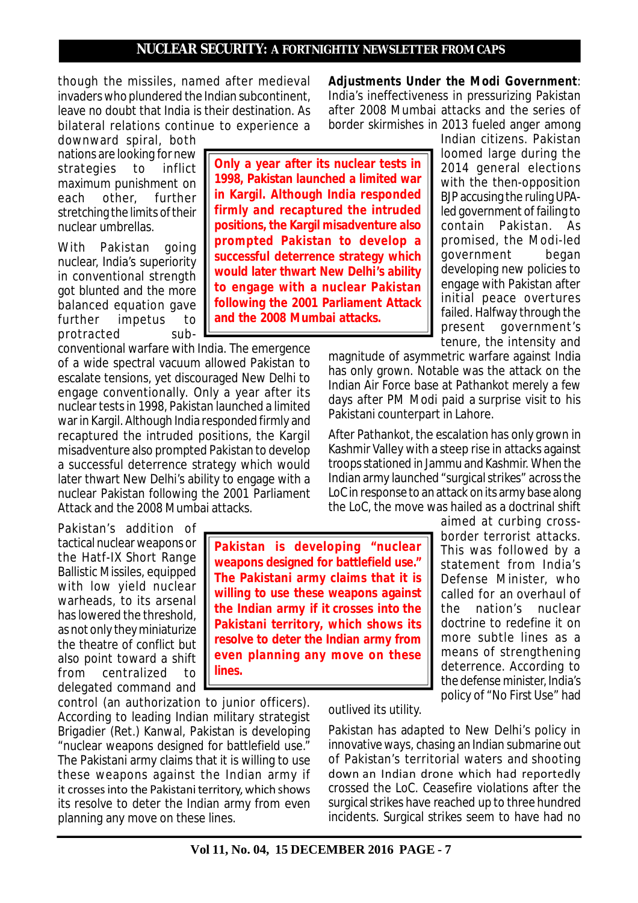though the missiles, named after medieval invaders who plundered the Indian subcontinent, leave no doubt that India is their destination. As bilateral relations continue to experience a downward spiral, both nations are looking for new strategies to inflict maximum punishment on each other, further stretching the limits of their nuclear umbrellas.

With Pakistan going nuclear, India's superiority in conventional strength got blunted and the more balanced equation gave further impetus to protracted sub-conventional warfare with India. The emergence of a wide spectral vacuum allowed Pakistan to escalate tensions, yet discouraged New Delhi to engage conventionally. Only a year after its nuclear tests in 1998, Pakistan launched a limited war in Kargil. Although India responded firmly and recaptured the intruded positions, the Kargil misadventure also prompted Pakistan to develop a successful deterrence strategy which would later thwart New Delhi's ability to engage with a nuclear Pakistan following the 2001 Parliament Attack and the 2008 Mumbai attacks.

> **Only a year after its nuclear tests in 1998, Pakistan launched a limited war in Kargil. Although India responded firmly and recaptured the intruded positions, the Kargil misadventure also prompted Pakistan to develop a successful deterrence strategy which would later thwart New Delhi's ability to engage with a nuclear Pakistan following the 2001 Parliament Attack and the 2008 Mumbai attacks.**

Pakistan's addition of tactical nuclear weapons or the Hatf-IX Short Range Ballistic Missiles, equipped with low yield nuclear warheads, to its arsenal has lowered the threshold, as not only they miniaturize the theatre of conflict but also point toward a shift from centralized to delegated command and control (an authorization to junior officers). According to leading Indian military strategist Brigadier (Ret.) Kanwal, Pakistan is developing "nuclear weapons designed for battlefield use." The Pakistani army claims that it is willing to use these weapons against the Indian army if it crosses into the Pakistani territory, which shows its resolve to deter the Indian army from even planning any move on these lines.

> **Pakistan is developing "nuclear weapons designed for battlefield use." The Pakistani army claims that it is willing to use these weapons against the Indian army if it crosses into the Pakistani territory, which shows its resolve to deter the Indian army from even planning any move on these lines.**

**Adjustments Under the Modi Government**: India's ineffectiveness in pressurizing Pakistan after 2008 Mumbai attacks and the series of border skirmishes in 2013 fueled anger among Indian citizens. Pakistan loomed large during the 2014 general elections with the then-opposition BJP accusing the ruling UPA-led government of failing to contain Pakistan. As promised, the Modi-led government began developing new policies to engage with Pakistan after initial peace overtures failed. Halfway through the present government's tenure, the intensity and magnitude of asymmetric warfare against India has only grown. Notable was the attack on the Indian Air Force base at Pathankot merely a few days after PM Modi paid a surprise visit to his Pakistani counterpart in Lahore.

After Pathankot, the escalation has only grown in Kashmir Valley with a steep rise in attacks against troops stationed in Jammu and Kashmir. When the Indian army launched "surgical strikes" across the LoC in response to an attack on its army base along the LoC, the move was hailed as a doctrinal shift aimed at curbing cross-border terrorist attacks. This was followed by a statement from India's Defense Minister, who called for an overhaul of the nation's nuclear doctrine to redefine it on more subtle lines as a means of strengthening deterrence. According to the defense minister, India's policy of "No First Use" had outlived its utility.

Pakistan has adapted to New Delhi's policy in innovative ways, chasing an Indian submarine out of Pakistan's territorial waters and shooting down an Indian drone which had reportedly crossed the LoC. Ceasefire violations after the surgical strikes have reached up to three hundred incidents. Surgical strikes seem to have had no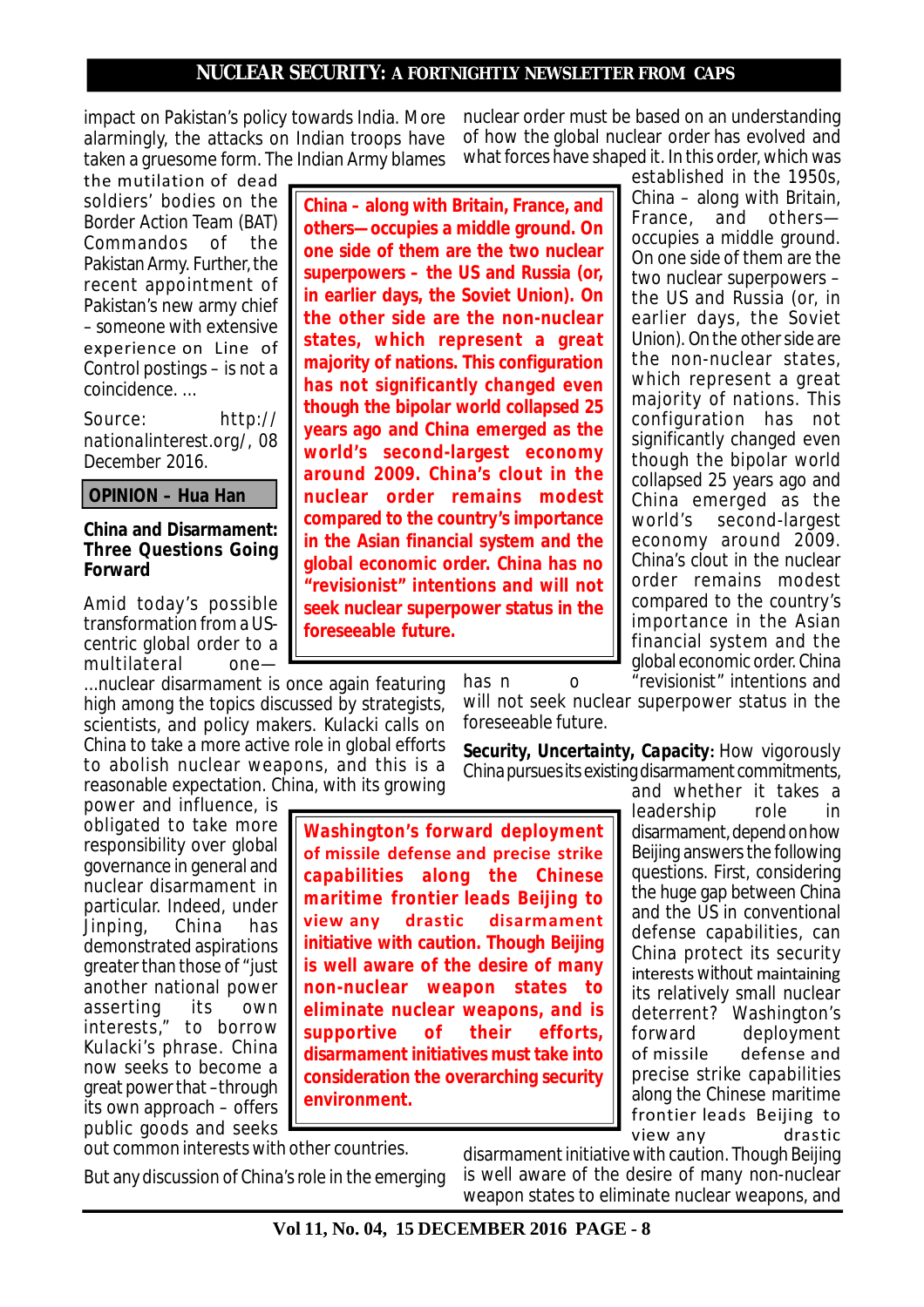impact on Pakistan's policy towards India. More alarmingly, the attacks on Indian troops have taken a gruesome form. The Indian Army blames the mutilation of dead soldiers' bodies on the Border Action Team (BAT) Commandos of the Pakistan Army. Further, the recent appointment of Pakistan's new army chief – someone with extensive experience on Line of Control postings – is not a coincidence. ...

Source: http://nationalinterest.org/, 08 December 2016.

**OPINION – Hua Han**

### China and Disarmament: Three Questions Going Forward

Amid today's possible transformation from a US-centric global order to a multilateral one—...nuclear disarmament is once again featuring high among the topics discussed by strategists, scientists, and policy makers. Kulacki calls on China to take a more active role in global efforts to abolish nuclear weapons, and this is a reasonable expectation. China, with its growing power and influence, is obligated to take more responsibility over global governance in general and nuclear disarmament in particular. Indeed, under Xi Jinping, China has demonstrated aspirations greater than those of "just another national power asserting its own interests," to borrow Kulacki's phrase. China now seeks to become a great power that –through its own approach – offers public goods and seeks out common interests with other countries.

> **China – along with Britain, France, and others—occupies a middle ground. On one side of them are the two nuclear superpowers – the US and Russia (or, in earlier days, the Soviet Union). On the other side are the non-nuclear states, which represent a great majority of nations. This configuration has not significantly changed even though the bipolar world collapsed 25 years ago and China emerged as the world's second-largest economy around 2009. China's clout in the nuclear order remains modest compared to the country's importance in the Asian financial system and the global economic order. China has no "revisionist" intentions and will not seek nuclear superpower status in the foreseeable future.**

But any discussion of China's role in the emerging nuclear order must be based on an understanding of how the global nuclear order has evolved and what forces have shaped it. In this order, which was established in the 1950s, China – along with Britain, France, and others—occupies a middle ground. On one side of them are the two nuclear superpowers – the US and Russia (or, in earlier days, the Soviet Union). On the other side are the non-nuclear states, which represent a great majority of nations. This configuration has not significantly changed even though the bipolar world collapsed 25 years ago and China emerged as the world's second-largest economy around 2009. China's clout in the nuclear order remains modest compared to the country's importance in the Asian financial system and the global economic order. China has no "revisionist" intentions and will not seek nuclear superpower status in the foreseeable future.

**Security, Uncertainty, Capacity:** How vigorously China pursues its existing disarmament commitments, and whether it takes a leadership role in disarmament, depend on how Beijing answers the following questions. First, considering the huge gap between China and the US in conventional defense capabilities, can China protect its security interests without maintaining its relatively small nuclear deterrent? Washington's forward deployment of missile defense and precise strike capabilities along the Chinese maritime frontier leads Beijing to view any drastic disarmament initiative with caution. Though Beijing is well aware of the desire of many non-nuclear weapon states to eliminate nuclear weapons, and

> **Washington's forward deployment of missile defense and precise strike capabilities along the Chinese maritime frontier leads Beijing to view any drastic disarmament initiative with caution. Though Beijing is well aware of the desire of many non-nuclear weapon states to eliminate nuclear weapons, and is supportive of their efforts, disarmament initiatives must take into consideration the overarching security environment.**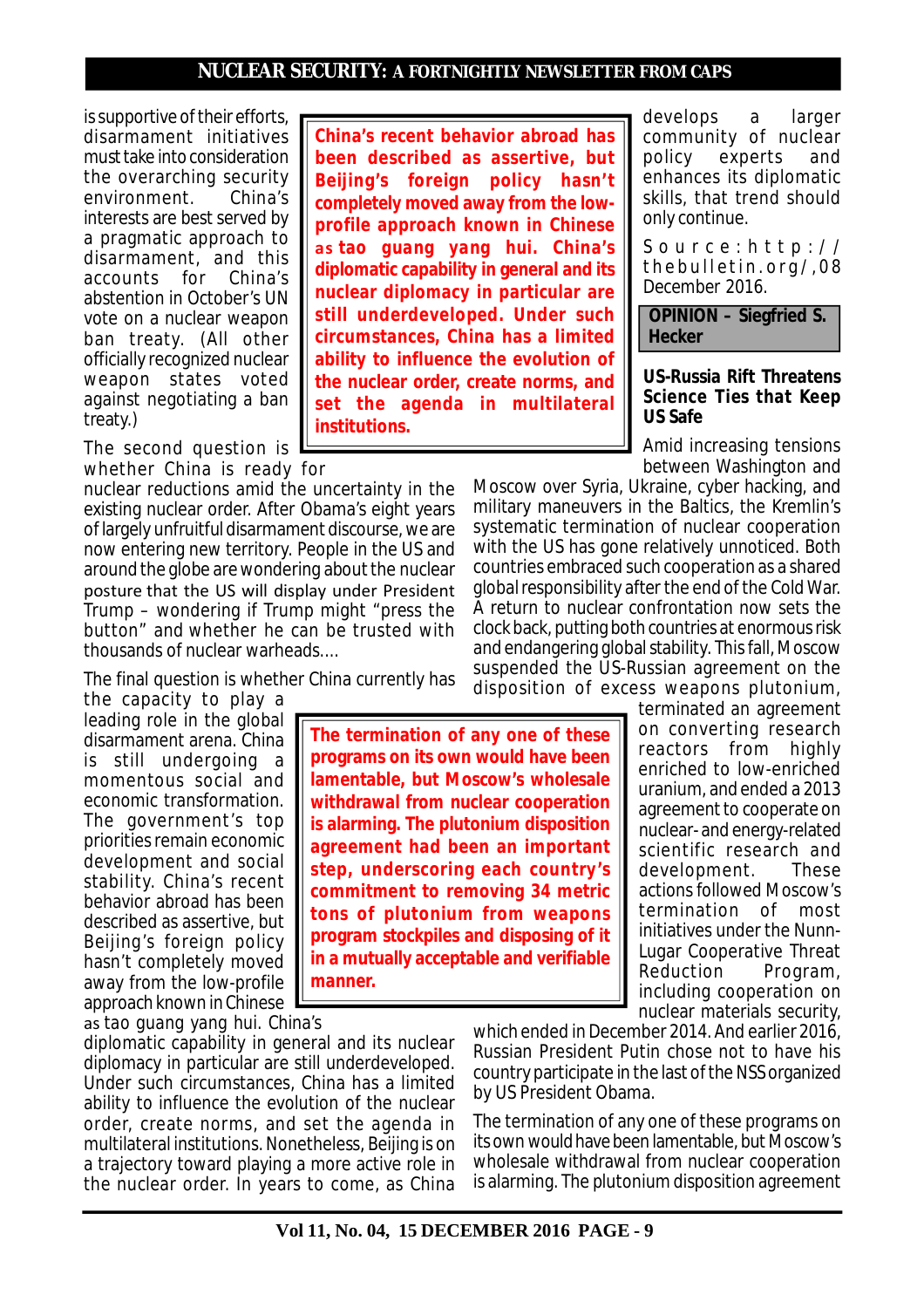is supportive of their efforts, disarmament initiatives must take into consideration the overarching security environment. China's interests are best served by a pragmatic approach to disarmament, and this accounts for China's abstention in October's UN vote on a nuclear weapon ban treaty. (All other officially recognized nuclear weapon states voted against negotiating a ban treaty.)

> **China's recent behavior abroad has been described as assertive, but Beijing's foreign policy hasn't completely moved away from the low-profile approach known in Chinese as tao guang yang hui. China's diplomatic capability in general and its nuclear diplomacy in particular are still underdeveloped. Under such circumstances, China has a limited ability to influence the evolution of the nuclear order, create norms, and set the agenda in multilateral institutions.**

The second question is whether China is ready for nuclear reductions amid the uncertainty in the existing nuclear order. After Obama's eight years of largely unfruitful disarmament discourse, we are now entering new territory. People in the US and around the globe are wondering about the nuclear posture that the US will display under President Trump – wondering if Trump might "press the button" and whether he can be trusted with thousands of nuclear warheads....

The final question is whether China currently has the capacity to play a leading role in the global disarmament arena. China is still undergoing a momentous social and economic transformation. The government's top priorities remain economic development and social stability. China's recent behavior abroad has been described as assertive, but Beijing's foreign policy hasn't completely moved away from the low-profile approach known in Chinese as tao guang yang hui. China's diplomatic capability in general and its nuclear diplomacy in particular are still underdeveloped. Under such circumstances, China has a limited ability to influence the evolution of the nuclear order, create norms, and set the agenda in multilateral institutions. Nonetheless, Beijing is on a trajectory toward playing a more active role in the nuclear order. In years to come, as China develops a larger community of nuclear policy experts and enhances its diplomatic skills, that trend should only continue.

Source: http://thebulletin.org/, 08 December 2016.

## OPINION – Siegfried S. Hecker

### US-Russia Rift Threatens Science Ties that Keep US Safe

Amid increasing tensions between Washington and Moscow over Syria, Ukraine, cyber hacking, and military maneuvers in the Baltics, the Kremlin's systematic termination of nuclear cooperation with the US has gone relatively unnoticed. Both countries embraced such cooperation as a shared global responsibility after the end of the Cold War. A return to nuclear confrontation now sets the clock back, putting both countries at enormous risk and endangering global stability. This fall, Moscow suspended the US-Russian agreement on the disposition of excess weapons plutonium, terminated an agreement on converting research reactors from highly enriched to low-enriched uranium, and ended a 2013 agreement to cooperate on nuclear- and energy-related scientific research and development. These actions followed Moscow's termination of most initiatives under the Nunn-Lugar Cooperative Threat Reduction Program, including cooperation on nuclear materials security, which ended in December 2014. And earlier 2016, Russian President Putin chose not to have his country participate in the last of the NSS organized by US President Obama.

> **The termination of any one of these programs on its own would have been lamentable, but Moscow's wholesale withdrawal from nuclear cooperation is alarming. The plutonium disposition agreement had been an important step, underscoring each country's commitment to removing 34 metric tons of plutonium from weapons program stockpiles and disposing of it in a mutually acceptable and verifiable manner.**

The termination of any one of these programs on its own would have been lamentable, but Moscow's wholesale withdrawal from nuclear cooperation is alarming. The plutonium disposition agreement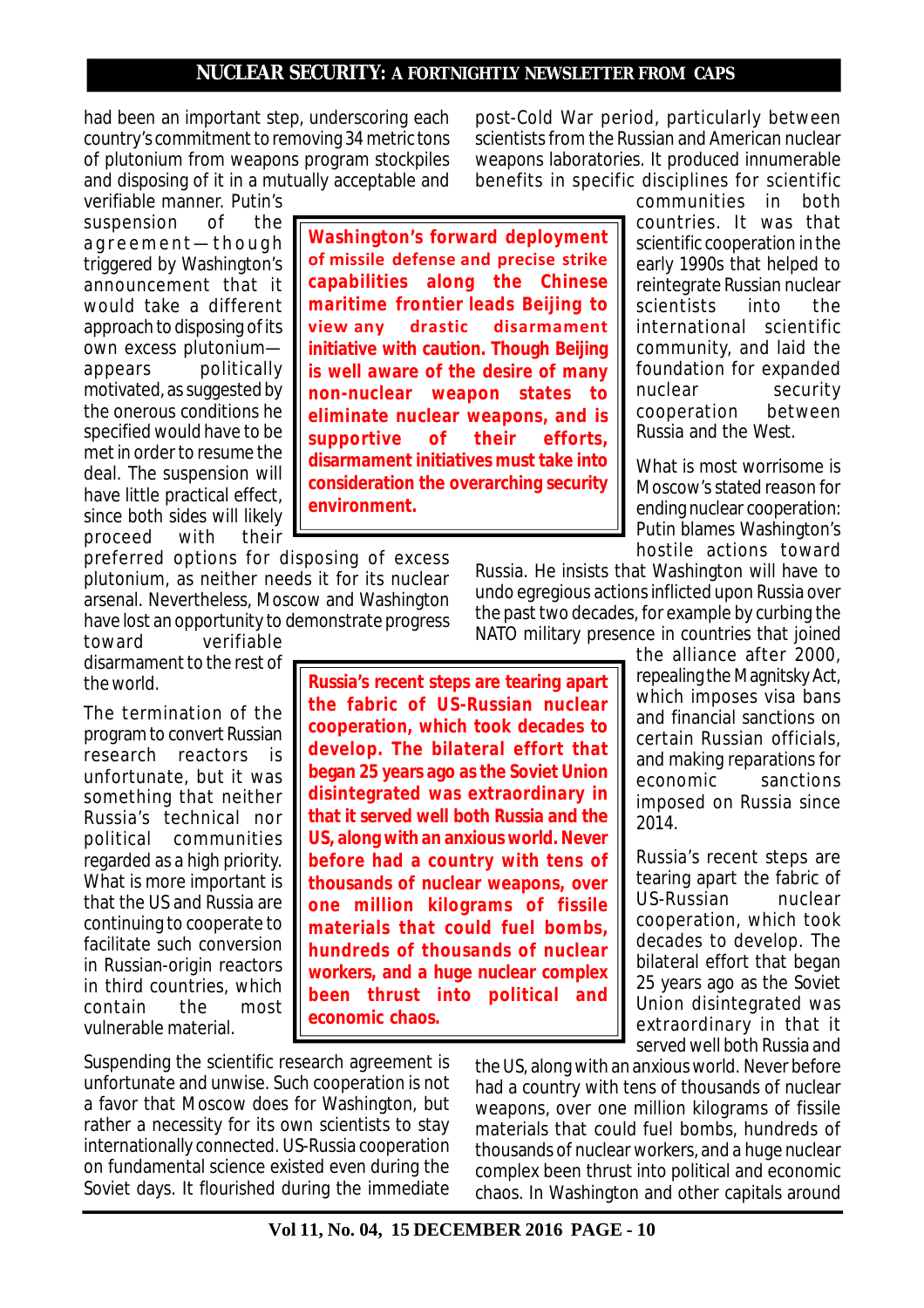had been an important step, underscoring each country's commitment to removing 34 metric tons of plutonium from weapons program stockpiles and disposing of it in a mutually acceptable and verifiable manner. Putin's suspension of the agreement—though triggered by Washington's announcement that it would take a different approach to disposing of its own excess plutonium—appears politically motivated, as suggested by the onerous conditions he specified would have to be met in order to resume the deal. The suspension will have little practical effect, since both sides will likely proceed with their preferred options for disposing of excess plutonium, as neither needs it for its nuclear arsenal. Nevertheless, Moscow and Washington have lost an opportunity to demonstrate progress toward verifiable disarmament to the rest of the world.

> **Washington's forward deployment of missile defense and precise strike capabilities along the Chinese maritime frontier leads Beijing to view any drastic disarmament initiative with caution. Though Beijing is well aware of the desire of many non-nuclear weapon states to eliminate nuclear weapons, and is supportive of their efforts, disarmament initiatives must take into consideration the overarching security environment.**

The termination of the program to convert Russian research reactors is unfortunate, but it was something that neither Russia's technical nor political communities regarded as a high priority. What is more important is that the US and Russia are continuing to cooperate to facilitate such conversion in Russian-origin reactors in third countries, which contain the most vulnerable material.

Suspending the scientific research agreement is unfortunate and unwise. Such cooperation is not a favor that Moscow does for Washington, but rather a necessity for its own scientists to stay internationally connected. US-Russia cooperation on fundamental science existed even during the Soviet days. It flourished during the immediate post-Cold War period, particularly between scientists from the Russian and American nuclear weapons laboratories. It produced innumerable benefits in specific disciplines for scientific communities in both countries. It was that scientific cooperation in the early 1990s that helped to reintegrate Russian nuclear scientists into the international scientific community, and laid the foundation for expanded nuclear security cooperation between Russia and the West.

What is most worrisome is Moscow's stated reason for ending nuclear cooperation: Putin blames Washington's hostile actions toward Russia. He insists that Washington will have to undo egregious actions inflicted upon Russia over the past two decades, for example by curbing the NATO military presence in countries that joined the alliance after 2000, repealing the Magnitsky Act, which imposes visa bans and financial sanctions on certain Russian officials, and making reparations for economic sanctions imposed on Russia since 2014.

> **Russia's recent steps are tearing apart the fabric of US-Russian nuclear cooperation, which took decades to develop. The bilateral effort that began 25 years ago as the Soviet Union disintegrated was extraordinary in that it served well both Russia and the US, along with an anxious world. Never before had a country with tens of thousands of nuclear weapons, over one million kilograms of fissile materials that could fuel bombs, hundreds of thousands of nuclear workers, and a huge nuclear complex been thrust into political and economic chaos.**

Russia's recent steps are tearing apart the fabric of US-Russian nuclear cooperation, which took decades to develop. The bilateral effort that began 25 years ago as the Soviet Union disintegrated was extraordinary in that it served well both Russia and the US, along with an anxious world. Never before had a country with tens of thousands of nuclear weapons, over one million kilograms of fissile materials that could fuel bombs, hundreds of thousands of nuclear workers, and a huge nuclear complex been thrust into political and economic chaos. In Washington and other capitals around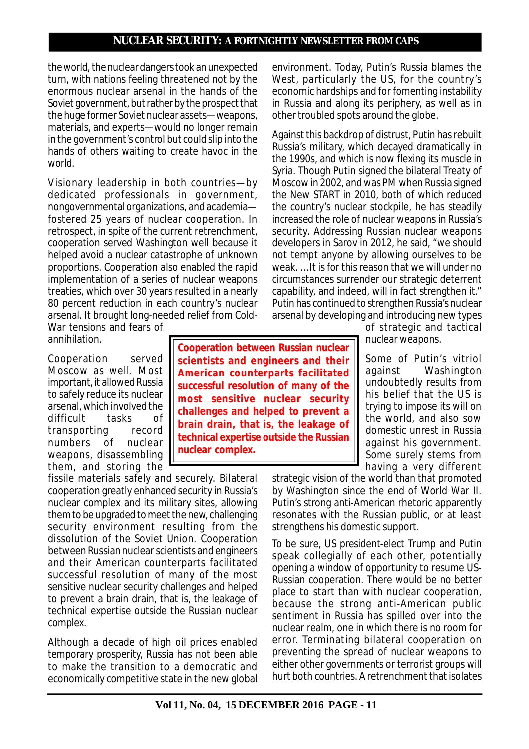the world, the nuclear dangers took an unexpected turn, with nations feeling threatened not by the enormous nuclear arsenal in the hands of the Soviet government, but rather by the prospect that the huge former Soviet nuclear assets—weapons, materials, and experts—would no longer remain in the government's control but could slip into the hands of others waiting to create havoc in the world.

Visionary leadership in both countries—by dedicated professionals in government, nongovernmental organizations, and academia—fostered 25 years of nuclear cooperation. In retrospect, in spite of the current retrenchment, cooperation served Washington well because it helped avoid a nuclear catastrophe of unknown proportions. Cooperation also enabled the rapid implementation of a series of nuclear weapons treaties, which over 30 years resulted in a nearly 80 percent reduction in each country's nuclear arsenal. It brought long-needed relief from Cold-War tensions and fears of annihilation.

Cooperation served Moscow as well. Most important, it allowed Russia to safely reduce its nuclear arsenal, which involved the difficult tasks of transporting record numbers of nuclear weapons, disassembling them, and storing the fissile materials safely and securely. Bilateral cooperation greatly enhanced security in Russia's nuclear complex and its military sites, allowing them to be upgraded to meet the new, challenging security environment resulting from the dissolution of the Soviet Union. Cooperation between Russian nuclear scientists and engineers and their American counterparts facilitated successful resolution of many of the most sensitive nuclear security challenges and helped to prevent a brain drain, that is, the leakage of technical expertise outside the Russian nuclear complex.

**Cooperation between Russian nuclear scientists and engineers and their American counterparts facilitated successful resolution of many of the most sensitive nuclear security challenges and helped to prevent a brain drain, that is, the leakage of technical expertise outside the Russian nuclear complex.**

Although a decade of high oil prices enabled temporary prosperity, Russia has not been able to make the transition to a democratic and economically competitive state in the new global environment. Today, Putin's Russia blames the West, particularly the US, for the country's economic hardships and for fomenting instability in Russia and along its periphery, as well as in other troubled spots around the globe.

Against this backdrop of distrust, Putin has rebuilt Russia's military, which decayed dramatically in the 1990s, and which is now flexing its muscle in Syria. Though Putin signed the bilateral Treaty of Moscow in 2002, and was PM when Russia signed the New START in 2010, both of which reduced the country's nuclear stockpile, he has steadily increased the role of nuclear weapons in Russia's security. Addressing Russian nuclear weapons developers in Sarov in 2012, he said, "we should not tempt anyone by allowing ourselves to be weak. …It is for this reason that we will under no circumstances surrender our strategic deterrent capability, and indeed, will in fact strengthen it." Putin has continued to strengthen Russia's nuclear arsenal by developing and introducing new types of strategic and tactical nuclear weapons.

Some of Putin's vitriol against Washington undoubtedly results from his belief that the US is trying to impose its will on the world, and also sow domestic unrest in Russia against his government. Some surely stems from having a very different strategic vision of the world than that promoted by Washington since the end of World War II. Putin's strong anti-American rhetoric apparently resonates with the Russian public, or at least strengthens his domestic support.

To be sure, US president-elect Trump and Putin speak collegially of each other, potentially opening a window of opportunity to resume US-Russian cooperation. There would be no better place to start than with nuclear cooperation, because the strong anti-American public sentiment in Russia has spilled over into the nuclear realm, one in which there is no room for error. Terminating bilateral cooperation on preventing the spread of nuclear weapons to either other governments or terrorist groups will hurt both countries. A retrenchment that isolates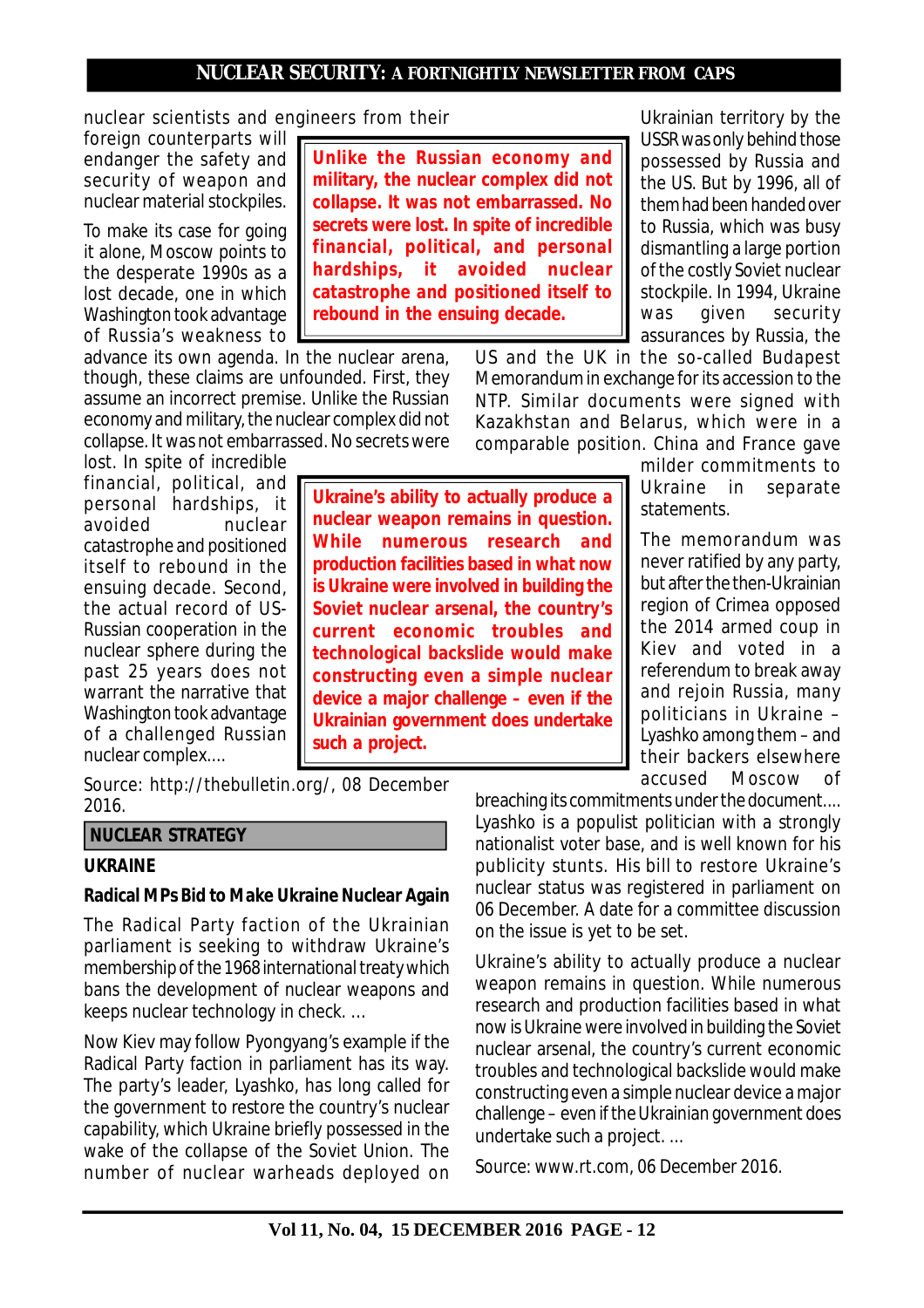nuclear scientists and engineers from their foreign counterparts will endanger the safety and security of weapon and nuclear material stockpiles.

To make its case for going it alone, Moscow points to the desperate 1990s as a lost decade, one in which Washington took advantage of Russia's weakness to advance its own agenda. In the nuclear arena, though, these claims are unfounded. First, they assume an incorrect premise. Unlike the Russian economy and military, the nuclear complex did not collapse. It was not embarrassed. No secrets were lost. In spite of incredible financial, political, and personal hardships, it avoided nuclear catastrophe and positioned itself to rebound in the ensuing decade. Second, the actual record of US-Russian cooperation in the nuclear sphere during the past 25 years does not warrant the narrative that Washington took advantage of a challenged Russian nuclear complex....

Source: http://thebulletin.org/, 08 December 2016.

## NUCLEAR STRATEGY

### UKRAINE

### Radical MPs Bid to Make Ukraine Nuclear Again

The Radical Party faction of the Ukrainian parliament is seeking to withdraw Ukraine's membership of the 1968 international treaty which bans the development of nuclear weapons and keeps nuclear technology in check. ...

Now Kiev may follow Pyongyang's example if the Radical Party faction in parliament has its way. The party's leader, Lyashko, has long called for the government to restore the country's nuclear capability, which Ukraine briefly possessed in the wake of the collapse of the Soviet Union. The number of nuclear warheads deployed on Ukrainian territory by the USSR was only behind those possessed by Russia and the US. But by 1996, all of them had been handed over to Russia, which was busy dismantling a large portion of the costly Soviet nuclear stockpile. In 1994, Ukraine was given security assurances by Russia, the US and the UK in the so-called Budapest Memorandum in exchange for its accession to the NTP. Similar documents were signed with Kazakhstan and Belarus, which were in a comparable position. China and France gave milder commitments to Ukraine in separate statements.

The memorandum was never ratified by any party, but after the then-Ukrainian region of Crimea opposed the 2014 armed coup in Kiev and voted in a referendum to break away and rejoin Russia, many politicians in Ukraine – Lyashko among them – and their backers elsewhere accused Moscow of breaching its commitments under the document.... Lyashko is a populist politician with a strongly nationalist voter base, and is well known for his publicity stunts. His bill to restore Ukraine's nuclear status was registered in parliament on 06 December. A date for a committee discussion on the issue is yet to be set.

Ukraine's ability to actually produce a nuclear weapon remains in question. While numerous research and production facilities based in what now is Ukraine were involved in building the Soviet nuclear arsenal, the country's current economic troubles and technological backslide would make constructing even a simple nuclear device a major challenge – even if the Ukrainian government does undertake such a project. ...

Source: www.rt.com, 06 December 2016.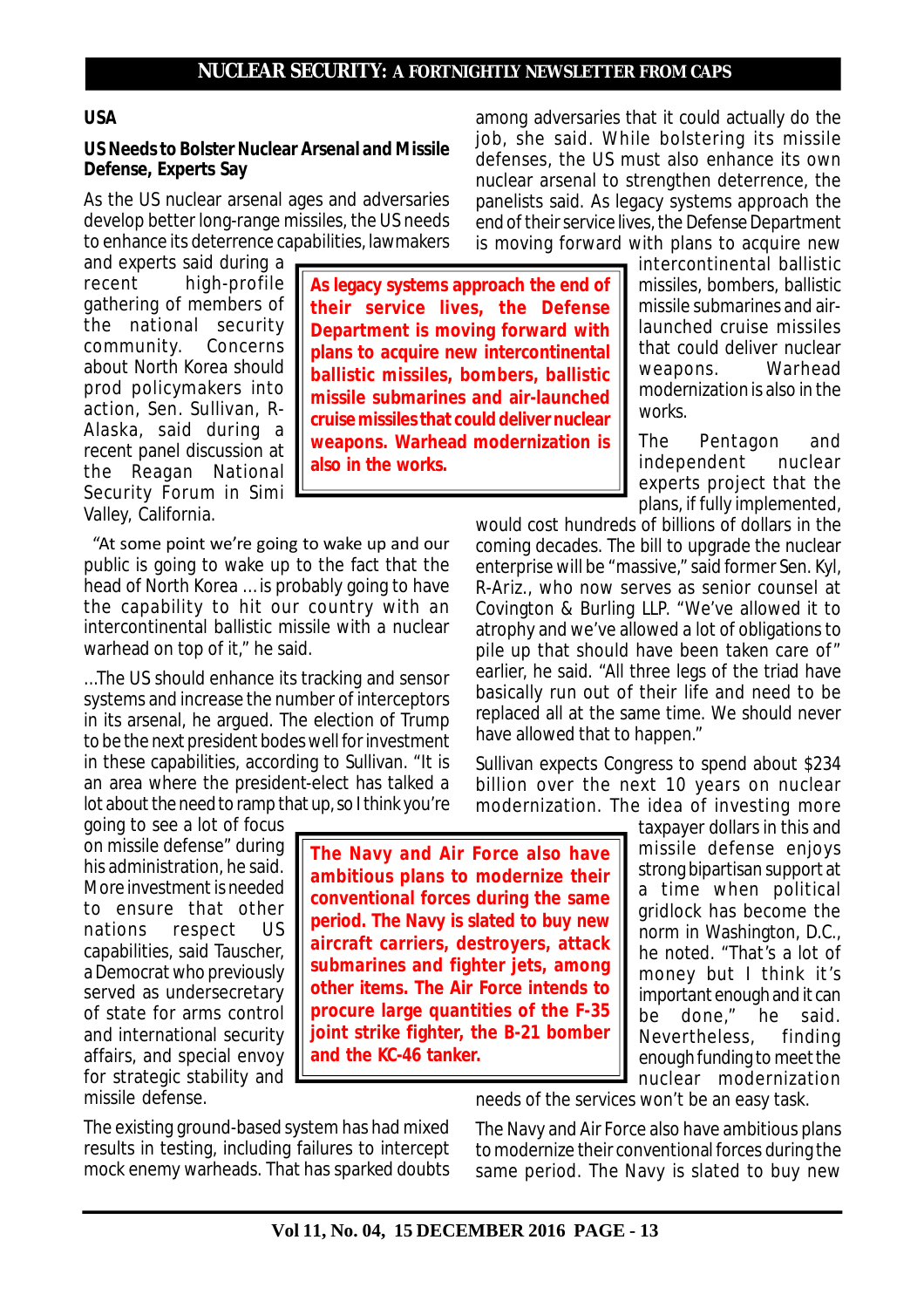## USA

### US Needs to Bolster Nuclear Arsenal and Missile Defense, Experts Say

As the US nuclear arsenal ages and adversaries develop better long-range missiles, the US needs to enhance its deterrence capabilities, lawmakers and experts said during a recent high-profile gathering of members of the national security community. Concerns about North Korea should prod policymakers into action, Sen. Sullivan, R-Alaska, said during a recent panel discussion at the Reagan National Security Forum in Simi Valley, California.

"At some point we're going to wake up and our public is going to wake up to the fact that the head of North Korea … is probably going to have the capability to hit our country with an intercontinental ballistic missile with a nuclear warhead on top of it," he said.

…The US should enhance its tracking and sensor systems and increase the number of interceptors in its arsenal, he argued. The election of Trump to be the next president bodes well for investment in these capabilities, according to Sullivan. "It is an area where the president-elect has talked a lot about the need to ramp that up, so I think you're going to see a lot of focus on missile defense" during his administration, he said. More investment is needed to ensure that other nations respect US capabilities, said Tauscher, a Democrat who previously served as undersecretary of state for arms control and international security affairs, and special envoy for strategic stability and missile defense.

The existing ground-based system has had mixed results in testing, including failures to intercept mock enemy warheads. That has sparked doubts among adversaries that it could actually do the job, she said. While bolstering its missile defenses, the US must also enhance its own nuclear arsenal to strengthen deterrence, the panelists said. As legacy systems approach the end of their service lives, the Defense Department is moving forward with plans to acquire new intercontinental ballistic missiles, bombers, ballistic missile submarines and air-launched cruise missiles that could deliver nuclear weapons. Warhead modernization is also in the works.

> **As legacy systems approach the end of their service lives, the Defense Department is moving forward with plans to acquire new intercontinental ballistic missiles, bombers, ballistic missile submarines and air-launched cruise missiles that could deliver nuclear weapons. Warhead modernization is also in the works.**

The Pentagon and independent nuclear experts project that the plans, if fully implemented, would cost hundreds of billions of dollars in the coming decades. The bill to upgrade the nuclear enterprise will be "massive," said former Sen. Kyl, R-Ariz., who now serves as senior counsel at Covington & Burling LLP. "We've allowed it to atrophy and we've allowed a lot of obligations to pile up that should have been taken care of" earlier, he said. "All three legs of the triad have basically run out of their life and need to be replaced all at the same time. We should never have allowed that to happen."

Sullivan expects Congress to spend about $234 billion over the next 10 years on nuclear modernization. The idea of investing more taxpayer dollars in this and missile defense enjoys strong bipartisan support at a time when political gridlock has become the norm in Washington, D.C., he noted. "That's a lot of money but I think it's important enough and it can be done," he said. Nevertheless, finding enough funding to meet the nuclear modernization needs of the services won't be an easy task.

> **The Navy and Air Force also have ambitious plans to modernize their conventional forces during the same period. The Navy is slated to buy new aircraft carriers, destroyers, attack submarines and fighter jets, among other items. The Air Force intends to procure large quantities of the F-35 joint strike fighter, the B-21 bomber and the KC-46 tanker.**

The Navy and Air Force also have ambitious plans to modernize their conventional forces during the same period. The Navy is slated to buy new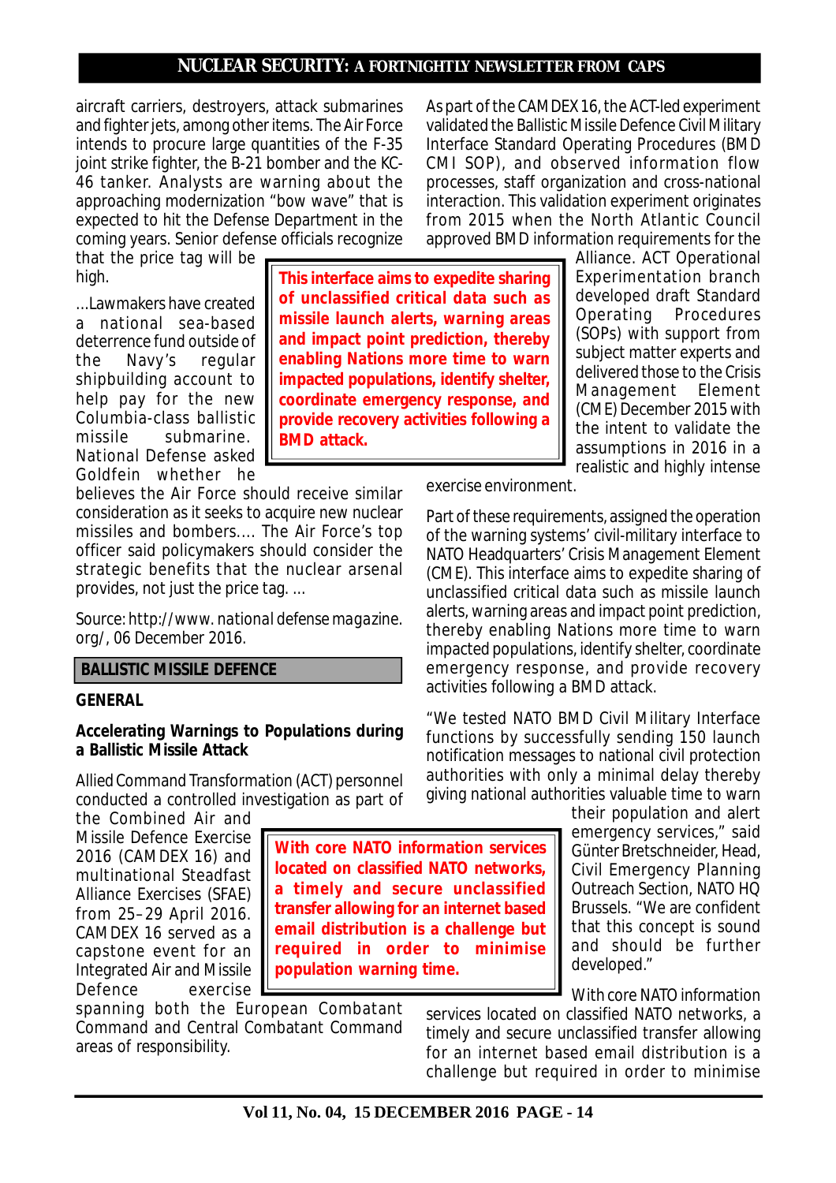aircraft carriers, destroyers, attack submarines and fighter jets, among other items. The Air Force intends to procure large quantities of the F-35 joint strike fighter, the B-21 bomber and the KC-46 tanker. Analysts are warning about the approaching modernization "bow wave" that is expected to hit the Defense Department in the coming years. Senior defense officials recognize that the price tag will be high.

...Lawmakers have created a national sea-based deterrence fund outside of the Navy's regular shipbuilding account to help pay for the new Columbia-class ballistic missile submarine. National Defense asked Goldfein whether he believes the Air Force should receive similar consideration as it seeks to acquire new nuclear missiles and bombers.... The Air Force's top officer said policymakers should consider the strategic benefits that the nuclear arsenal provides, not just the price tag. ...

Source: http://www. national defense magazine. org/, 06 December 2016.

## BALLISTIC MISSILE DEFENCE

### GENERAL

### Accelerating Warnings to Populations during a Ballistic Missile Attack

Allied Command Transformation (ACT) personnel conducted a controlled investigation as part of the Combined Air and Missile Defence Exercise 2016 (CAMDEX 16) and multinational Steadfast Alliance Exercises (SFAE) from 25–29 April 2016. CAMDEX 16 served as a capstone event for an Integrated Air and Missile Defence exercise spanning both the European Combatant Command and Central Combatant Command areas of responsibility.

As part of the CAMDEX 16, the ACT-led experiment validated the Ballistic Missile Defence Civil Military Interface Standard Operating Procedures (BMD CMI SOP), and observed information flow processes, staff organization and cross-national interaction. This validation experiment originates from 2015 when the North Atlantic Council approved BMD information requirements for the Alliance. ACT Operational Experimentation branch developed draft Standard Operating Procedures (SOPs) with support from subject matter experts and delivered those to the Crisis Management Element (CME) December 2015 with the intent to validate the assumptions in 2016 in a realistic and highly intense exercise environment.

**This interface aims to expedite sharing of unclassified critical data such as missile launch alerts, warning areas and impact point prediction, thereby enabling Nations more time to warn impacted populations, identify shelter, coordinate emergency response, and provide recovery activities following a BMD attack.**

Part of these requirements, assigned the operation of the warning systems' civil-military interface to the NATO Headquarters' Crisis Management Element (CME). This interface aims to expedite sharing of unclassified critical data such as missile launch alerts, warning areas and impact point prediction, thereby enabling Nations more time to warn impacted populations, identify shelter, coordinate emergency response, and provide recovery activities following a BMD attack.

"We tested NATO BMD Civil Military Interface functions by successfully sending 150 launch notification messages to national civil protection authorities with only a minimal delay thereby giving national authorities valuable time to warn their population and alert emergency services," said Günter Bretschneider, Head, Civil Emergency Planning Outreach Section, NATO HQ Brussels. "We are confident that this concept is sound and should be further developed."

**With core NATO information services located on classified NATO networks, a timely and secure unclassified transfer allowing for an internet based email distribution is a challenge but required in order to minimise population warning time.**

With core NATO information services located on classified NATO networks, a timely and secure unclassified transfer allowing for an internet based email distribution is a challenge but required in order to minimise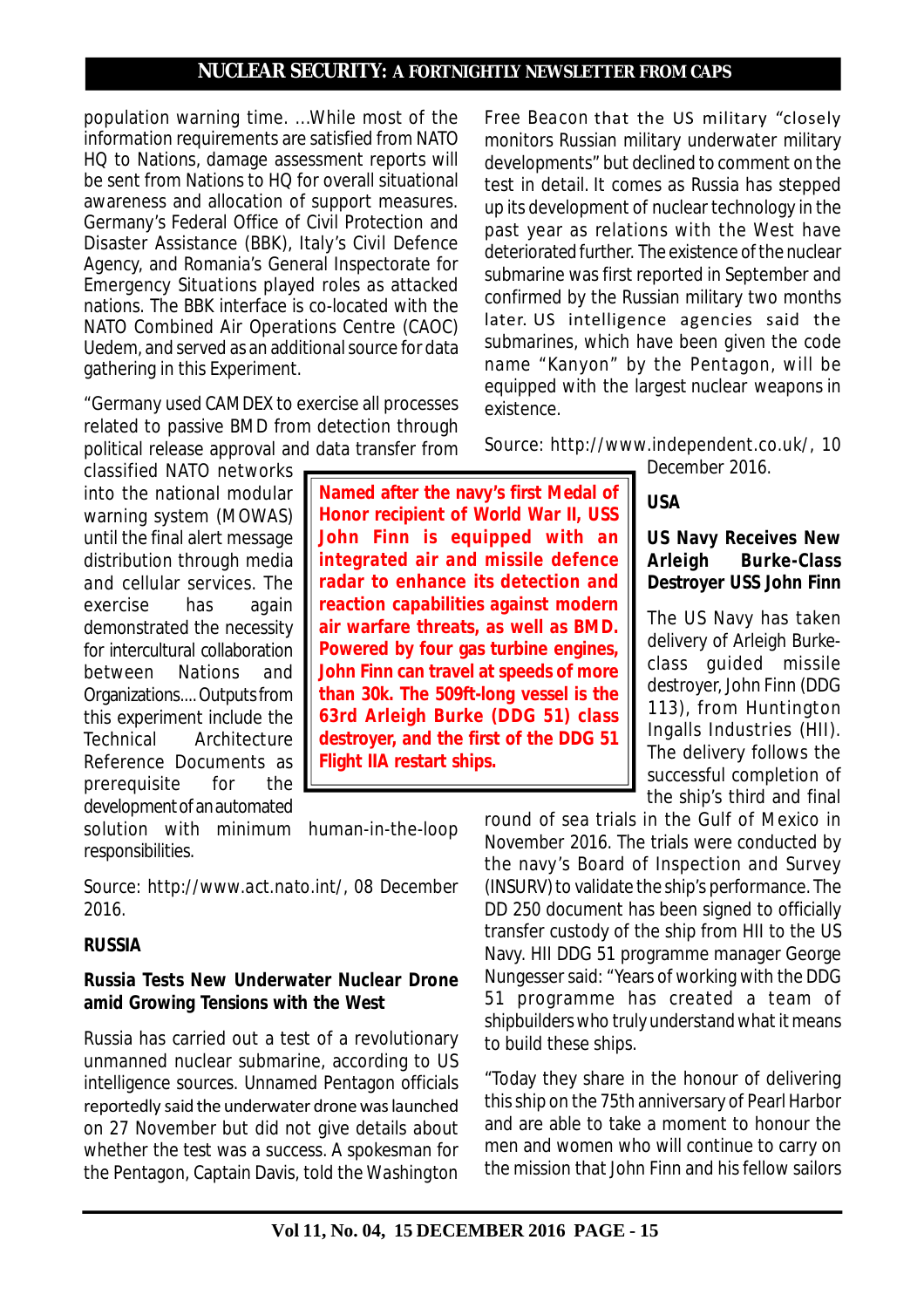population warning time. ...While most of the information requirements are satisfied from NATO HQ to Nations, damage assessment reports will be sent from Nations to HQ for overall situational awareness and allocation of support measures. Germany's Federal Office of Civil Protection and Disaster Assistance (BBK), Italy's Civil Defence Agency, and Romania's General Inspectorate for Emergency Situations played roles as attacked nations. The BBK interface is co-located with the NATO Combined Air Operations Centre (CAOC) Uedem, and served as an additional source for data gathering in this Experiment.

"Germany used CAMDEX to exercise all processes related to passive BMD from detection through political release approval and data transfer from classified NATO networks into the national modular warning system (MOWAS) until the final alert message distribution through media and cellular services. The exercise has again demonstrated the necessity for intercultural collaboration between Nations and Organizations.... Outputs from this experiment include the Technical Architecture Reference Documents as prerequisite for the development of an automated solution with minimum human-in-the-loop responsibilities.

Source: http://www.act.nato.int/, 08 December 2016.

**RUSSIA**

**Russia Tests New Underwater Nuclear Drone amid Growing Tensions with the West**

Russia has carried out a test of a revolutionary unmanned nuclear submarine, according to US intelligence sources. Unnamed Pentagon officials reportedly said the underwater drone was launched on 27 November but did not give details about whether the test was a success. A spokesman for the Pentagon, Captain Davis, told the Washington Free Beacon that the US military "closely monitors Russian military underwater military developments" but declined to comment on the test in detail. It comes as Russia has stepped up its development of nuclear technology in the past year as relations with the West have deteriorated further. The existence of the nuclear submarine was first reported in September and confirmed by the Russian military two months later. US intelligence agencies said the submarines, which have been given the code name "Kanyon" by the Pentagon, will be equipped with the largest nuclear weapons in existence.

Source: http://www.independent.co.uk/, 10 December 2016.

**USA**

**US Navy Receives New Arleigh Burke-Class Destroyer USS John Finn**

> **Named after the navy's first Medal of Honor recipient of World War II, USS John Finn is equipped with an integrated air and missile defence radar to enhance its detection and reaction capabilities against modern air warfare threats, as well as BMD. Powered by four gas turbine engines, John Finn can travel at speeds of more than 30k. The 509ft-long vessel is the 63rd Arleigh Burke (DDG 51) class destroyer, and the first of the DDG 51 Flight IIA restart ships.**

The US Navy has taken delivery of Arleigh Burke-class guided missile destroyer, John Finn (DDG 113), from Huntington Ingalls Industries (HII). The delivery follows the successful completion of the ship's third and final round of sea trials in the Gulf of Mexico in November 2016. The trials were conducted by the navy's Board of Inspection and Survey (INSURV) to validate the ship's performance. The DD 250 document has been signed to officially transfer custody of the ship from HII to the US Navy. HII DDG 51 programme manager George Nungesser said: "Years of working with the DDG 51 programme has created a team of shipbuilders who truly understand what it means to build these ships.

"Today they share in the honour of delivering this ship on the 75th anniversary of Pearl Harbor and are able to take a moment to honour the men and women who will continue to carry on the mission that John Finn and his fellow sailors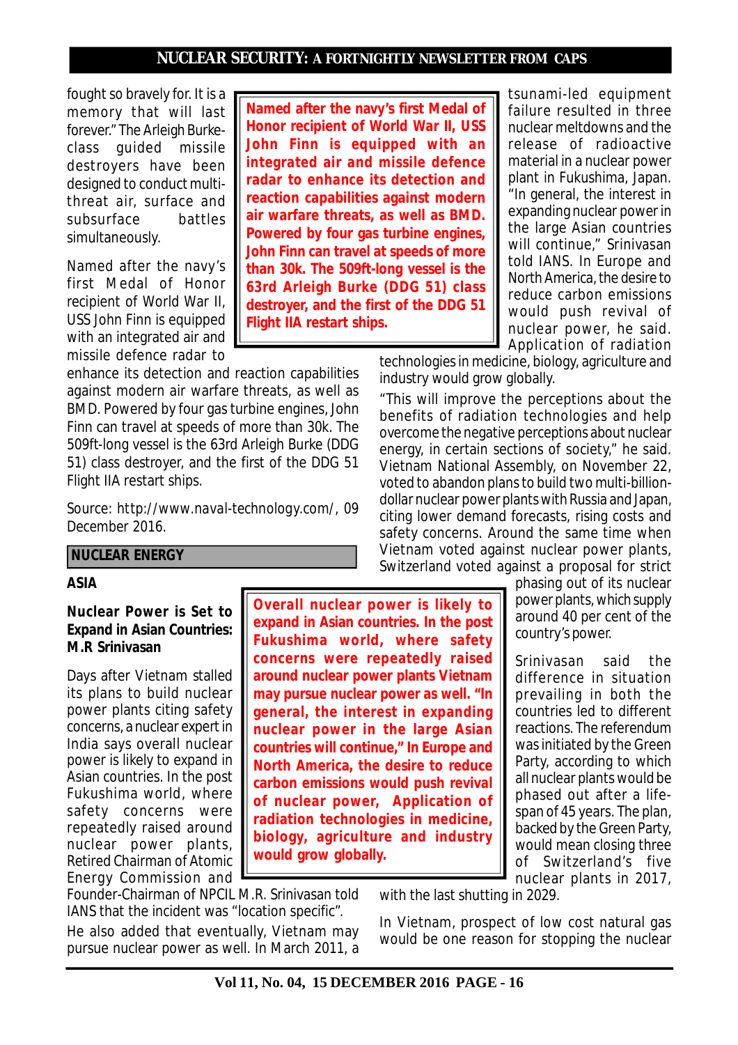fought so bravely for. It is a memory that will last forever." The Arleigh Burke-class guided missile destroyers have been designed to conduct multi-threat air, surface and subsurface battles simultaneously.

> **Named after the navy's first Medal of Honor recipient of World War II, USS John Finn is equipped with an integrated air and missile defence radar to enhance its detection and reaction capabilities against modern air warfare threats, as well as BMD. Powered by four gas turbine engines, John Finn can travel at speeds of more than 30k. The 509ft-long vessel is the 63rd Arleigh Burke (DDG 51) class destroyer, and the first of the DDG 51 Flight IIA restart ships.**

Named after the navy's first Medal of Honor recipient of World War II, USS John Finn is equipped with an integrated air and missile defence radar to enhance its detection and reaction capabilities against modern air warfare threats, as well as BMD. Powered by four gas turbine engines, John Finn can travel at speeds of more than 30k. The 509ft-long vessel is the 63rd Arleigh Burke (DDG 51) class destroyer, and the first of the DDG 51 Flight IIA restart ships.

Source: http://www.naval-technology.com/, 09 December 2016.

## NUCLEAR ENERGY

### ASIA

### Nuclear Power is Set to Expand in Asian Countries: M.R Srinivasan

Days after Vietnam stalled its plans to build nuclear power plants citing safety concerns, a nuclear expert in India says overall nuclear power is likely to expand in Asian countries. In the post Fukushima world, where safety concerns were repeatedly raised around nuclear power plants, Retired Chairman of Atomic Energy Commission and Founder-Chairman of NPCIL M.R. Srinivasan told IANS that the incident was "location specific".

> **Overall nuclear power is likely to expand in Asian countries. In the post Fukushima world, where safety concerns were repeatedly raised around nuclear power plants Vietnam may pursue nuclear power as well. "In general, the interest in expanding nuclear power in the large Asian countries will continue," In Europe and North America, the desire to reduce carbon emissions would push revival of nuclear power, Application of radiation technologies in medicine, biology, agriculture and industry would grow globally.**

He also added that eventually, Vietnam may pursue nuclear power as well. In March 2011, a tsunami-led equipment failure resulted in three nuclear meltdowns and the release of radioactive material in a nuclear power plant in Fukushima, Japan. "In general, the interest in expanding nuclear power in the large Asian countries will continue," Srinivasan told IANS. In Europe and North America, the desire to reduce carbon emissions would push revival of nuclear power, he said. Application of radiation technologies in medicine, biology, agriculture and industry would grow globally.

"This will improve the perceptions about the benefits of radiation technologies and help overcome the negative perceptions about nuclear energy, in certain sections of society," he said. Vietnam National Assembly, on November 22, voted to abandon plans to build two multi-billion-dollar nuclear power plants with Russia and Japan, citing lower demand forecasts, rising costs and safety concerns. Around the same time when Vietnam voted against nuclear power plants, Switzerland voted against a proposal for strict phasing out of its nuclear power plants, which supply around 40 per cent of the country's power.

Srinivasan said the difference in situation prevailing in both the countries led to different reactions. The referendum was initiated by the Green Party, according to which all nuclear plants would be phased out after a life-span of 45 years. The plan, backed by the Green Party, would mean closing three of Switzerland's five nuclear plants in 2017, with the last shutting in 2029.

In Vietnam, prospect of low cost natural gas would be one reason for stopping the nuclear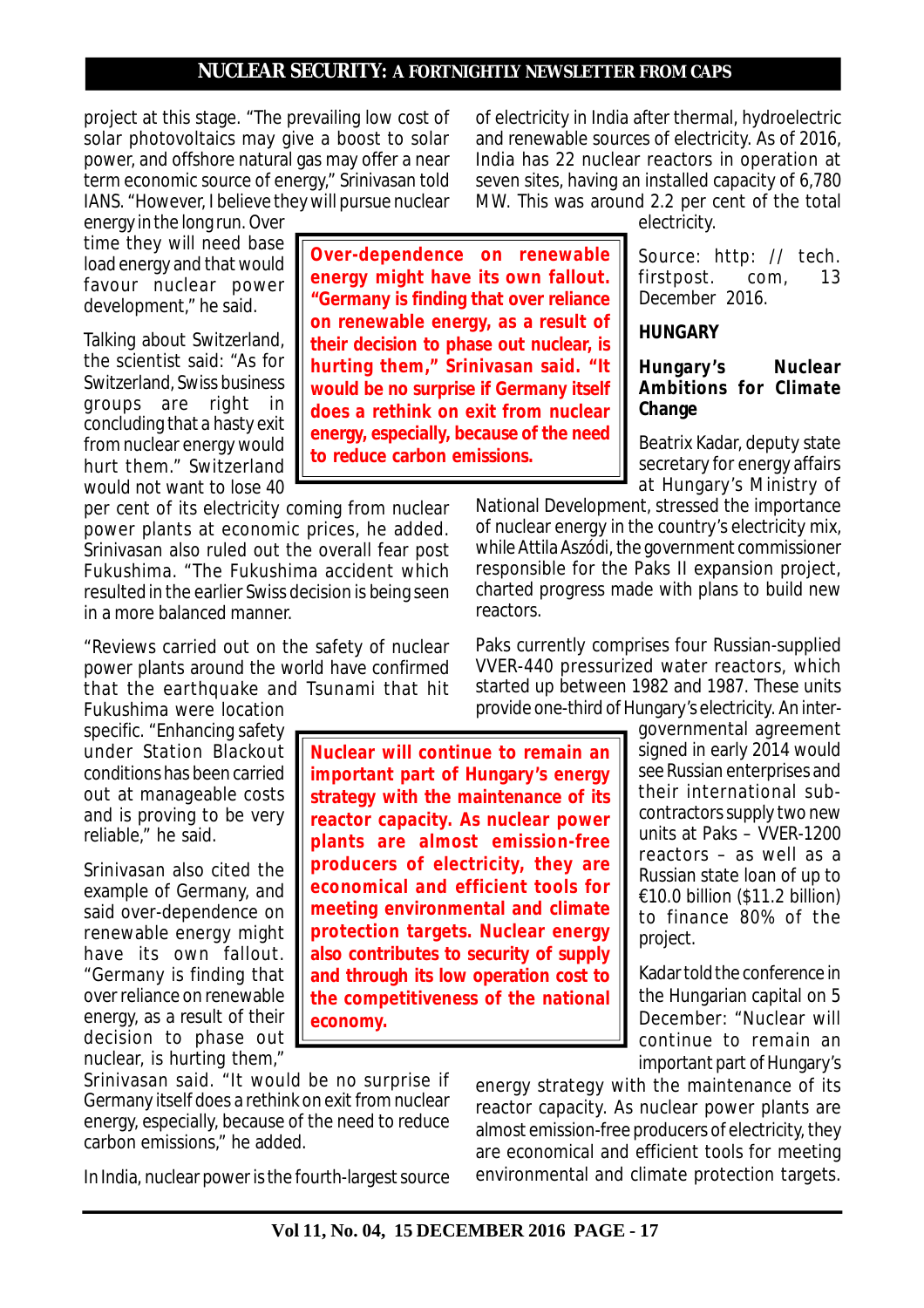project at this stage. "The prevailing low cost of solar photovoltaics may give a boost to solar power, and offshore natural gas may offer a near term economic source of energy," Srinivasan told IANS. "However, I believe they will pursue nuclear energy in the long run. Over time they will need base load energy and that would favour nuclear power development," he said.

> **Over-dependence on renewable energy might have its own fallout. "Germany is finding that over reliance on renewable energy, as a result of their decision to phase out nuclear, is hurting them," Srinivasan said. "It would be no surprise if Germany itself does a rethink on exit from nuclear energy, especially, because of the need to reduce carbon emissions.**

Talking about Switzerland, the scientist said: "As for Switzerland, Swiss business groups are right in concluding that a hasty exit from nuclear energy would hurt them." Switzerland would not want to lose 40 per cent of its electricity coming from nuclear power plants at economic prices, he added. Srinivasan also ruled out the overall fear post Fukushima. "The Fukushima accident which resulted in the earlier Swiss decision is being seen in a more balanced manner.

"Reviews carried out on the safety of nuclear power plants around the world have confirmed that the earthquake and Tsunami that hit Fukushima were location specific. "Enhancing safety under Station Blackout conditions has been carried out at manageable costs and is proving to be very reliable," he said.

Srinivasan also cited the example of Germany, and said over-dependence on renewable energy might have its own fallout. "Germany is finding that over reliance on renewable energy, as a result of their decision to phase out nuclear, is hurting them," Srinivasan said. "It would be no surprise if Germany itself does a rethink on exit from nuclear energy, especially, because of the need to reduce carbon emissions," he added.

In India, nuclear power is the fourth-largest source of electricity in India after thermal, hydroelectric and renewable sources of electricity. As of 2016, India has 22 nuclear reactors in operation at seven sites, having an installed capacity of 6,780 MW. This was around 2.2 per cent of the total electricity.

Source: http: // tech. firstpost. com, 13 December 2016.

## HUNGARY

### Hungary's Nuclear Ambitions for Climate Change

Beatrix Kadar, deputy state secretary for energy affairs at Hungary's Ministry of National Development, stressed the importance of nuclear energy in the country's electricity mix, while Attila Aszódi, the government commissioner responsible for the Paks II expansion project, charted progress made with plans to build new reactors.

Paks currently comprises four Russian-supplied VVER-440 pressurized water reactors, which started up between 1982 and 1987. These units provide one-third of Hungary's electricity. An inter-governmental agreement signed in early 2014 would see Russian enterprises and their international sub-contractors supply two new units at Paks – VVER-1200 reactors – as well as a Russian state loan of up to €10.0 billion ($11.2 billion) to finance 80% of the project.

> **Nuclear will continue to remain an important part of Hungary's energy strategy with the maintenance of its reactor capacity. As nuclear power plants are almost emission-free producers of electricity, they are economical and efficient tools for meeting environmental and climate protection targets. Nuclear energy also contributes to security of supply and through its low operation cost to the competitiveness of the national economy.**

Kadar told the conference in the Hungarian capital on 5 December: "Nuclear will continue to remain an important part of Hungary's energy strategy with the maintenance of its reactor capacity. As nuclear power plants are almost emission-free producers of electricity, they are economical and efficient tools for meeting environmental and climate protection targets.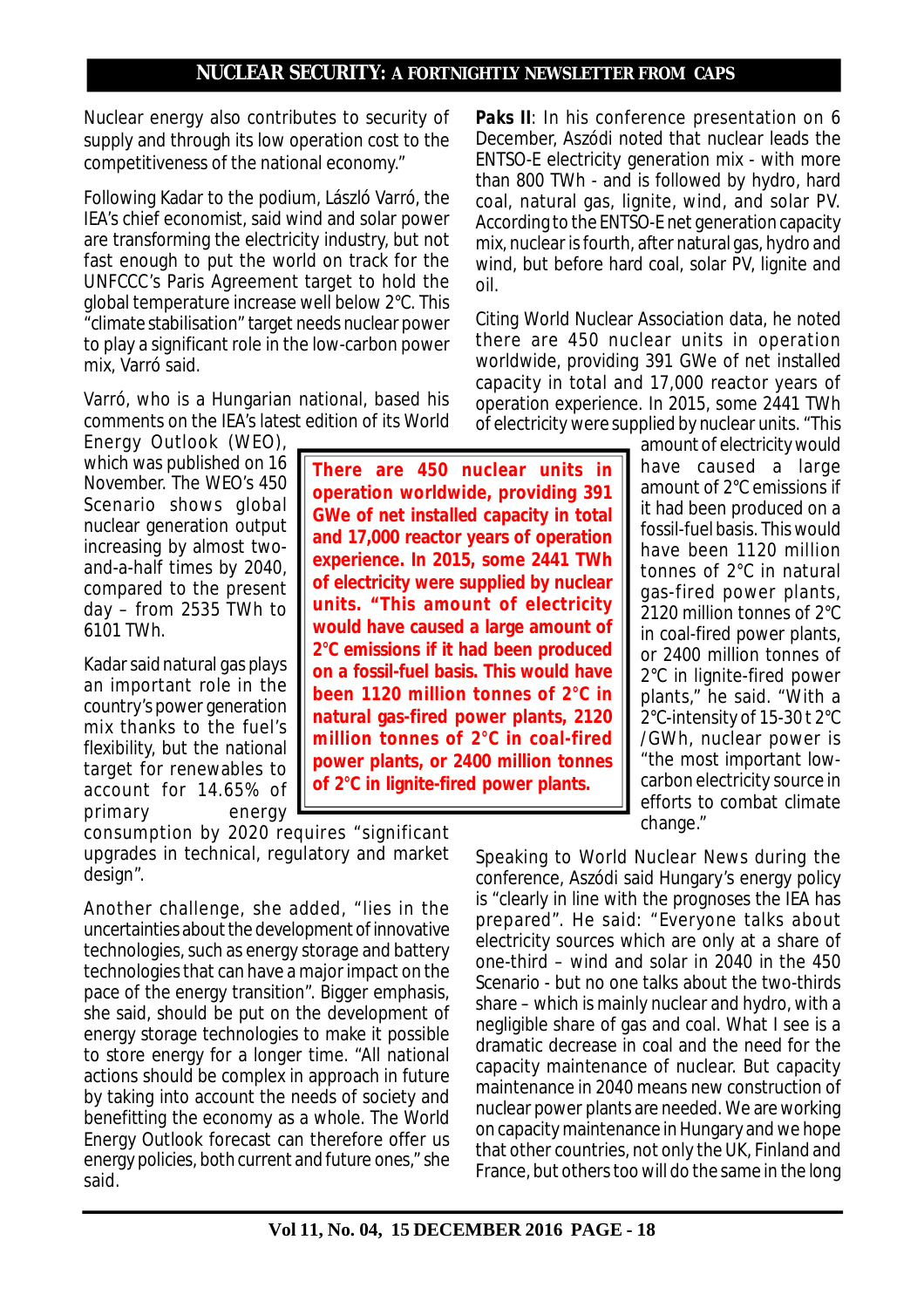Nuclear energy also contributes to security of supply and through its low operation cost to the competitiveness of the national economy."

Following Kadar to the podium, László Varró, the IEA's chief economist, said wind and solar power are transforming the electricity industry, but not fast enough to put the world on track for the UNFCCC's Paris Agreement target to hold the global temperature increase well below 2°C. This "climate stabilisation" target needs nuclear power to play a significant role in the low-carbon power mix, Varró said.

Varró, who is a Hungarian national, based his comments on the IEA's latest edition of its World Energy Outlook (WEO), which was published on 16 November. The WEO's 450 Scenario shows global nuclear generation output increasing by almost two-and-a-half times by 2040, compared to the present day – from 2535 TWh to 6101 TWh.

Kadar said natural gas plays an important role in the country's power generation mix thanks to the fuel's flexibility, but the national target for renewables to account for 14.65% of primary energy consumption by 2020 requires "significant upgrades in technical, regulatory and market design".

Another challenge, she added, "lies in the uncertainties about the development of innovative technologies, such as energy storage and battery technologies that can have a major impact on the pace of the energy transition". Bigger emphasis, she said, should be put on the development of energy storage technologies to make it possible to store energy for a longer time. "All national actions should be complex in approach in future by taking into account the needs of society and benefitting the economy as a whole. The World Energy Outlook forecast can therefore offer us energy policies, both current and future ones," she said.

**There are 450 nuclear units in operation worldwide, providing 391 GWe of net installed capacity in total and 17,000 reactor years of operation experience. In 2015, some 2441 TWh of electricity were supplied by nuclear units. "This amount of electricity would have caused a large amount of 2°C emissions if it had been produced on a fossil-fuel basis. This would have been 1120 million tonnes of 2°C in natural gas-fired power plants, 2120 million tonnes of 2°C in coal-fired power plants, or 2400 million tonnes of 2°C in lignite-fired power plants.**

**Paks II**: In his conference presentation on 6 December, Aszódi noted that nuclear leads the ENTSO-E electricity generation mix - with more than 800 TWh - and is followed by hydro, hard coal, natural gas, lignite, wind, and solar PV. According to the ENTSO-E net generation capacity mix, nuclear is fourth, after natural gas, hydro and wind, but before hard coal, solar PV, lignite and oil.

Citing World Nuclear Association data, he noted there are 450 nuclear units in operation worldwide, providing 391 GWe of net installed capacity in total and 17,000 reactor years of operation experience. In 2015, some 2441 TWh of electricity were supplied by nuclear units. "This amount of electricity would have caused a large amount of 2°C emissions if it had been produced on a fossil-fuel basis. This would have been 1120 million tonnes of 2°C in natural gas-fired power plants, 2120 million tonnes of 2°C in coal-fired power plants, or 2400 million tonnes of 2°C in lignite-fired power plants," he said. "With a 2°C-intensity of 15-30 t 2°C /GWh, nuclear power is "the most important low-carbon electricity source in efforts to combat climate change."

Speaking to World Nuclear News during the conference, Aszódi said Hungary's energy policy is "clearly in line with the prognoses the IEA has prepared". He said: "Everyone talks about electricity sources which are only at a share of one-third – wind and solar in 2040 in the 450 Scenario - but no one talks about the two-thirds share – which is mainly nuclear and hydro, with a negligible share of gas and coal. What I see is a dramatic decrease in coal and the need for the capacity maintenance of nuclear. But capacity maintenance in 2040 means new construction of nuclear power plants are needed. We are working on capacity maintenance in Hungary and we hope that other countries, not only the UK, Finland and France, but others too will do the same in the long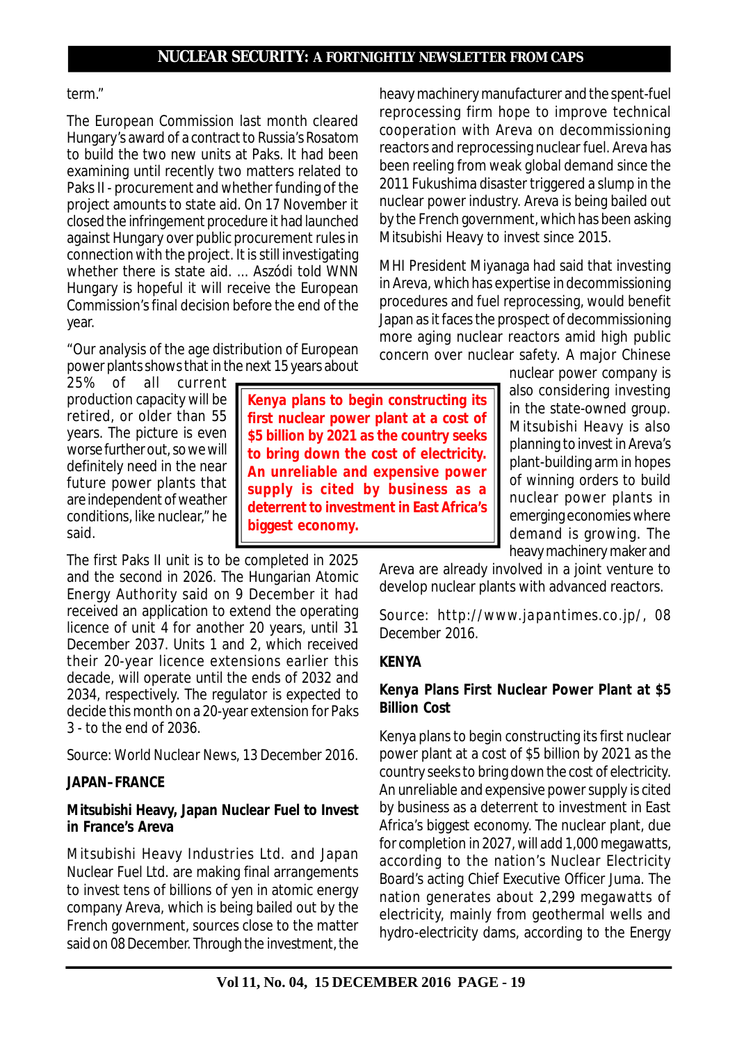term."

The European Commission last month cleared Hungary's award of a contract to Russia's Rosatom to build the two new units at Paks. It had been examining until recently two matters related to Paks II - procurement and whether funding of the project amounts to state aid. On 17 November it closed the infringement procedure it had launched against Hungary over public procurement rules in connection with the project. It is still investigating whether there is state aid. ... Aszódi told WNN Hungary is hopeful it will receive the European Commission's final decision before the end of the year.

"Our analysis of the age distribution of European power plants shows that in the next 15 years about 25% of all current production capacity will be retired, or older than 55 years. The picture is even worse further out, so we will definitely need in the near future power plants that are independent of weather conditions, like nuclear," he said.

The first Paks II unit is to be completed in 2025 and the second in 2026. The Hungarian Atomic Energy Authority said on 9 December it had received an application to extend the operating licence of unit 4 for another 20 years, until 31 December 2037. Units 1 and 2, which received their 20-year licence extensions earlier this decade, will operate until the ends of 2032 and 2034, respectively. The regulator is expected to decide this month on a 20-year extension for Paks 3 - to the end of 2036.

Source: World Nuclear News, 13 December 2016.

**JAPAN–FRANCE**

**Mitsubishi Heavy, Japan Nuclear Fuel to Invest in France's Areva**

Mitsubishi Heavy Industries Ltd. and Japan Nuclear Fuel Ltd. are making final arrangements to invest tens of billions of yen in atomic energy company Areva, which is being bailed out by the French government, sources close to the matter said on 08 December. Through the investment, the heavy machinery manufacturer and the spent-fuel reprocessing firm hope to improve technical cooperation with Areva on decommissioning reactors and reprocessing nuclear fuel. Areva has been reeling from weak global demand since the 2011 Fukushima disaster triggered a slump in the nuclear power industry. Areva is being bailed out by the French government, which has been asking Mitsubishi Heavy to invest since 2015.

MHI President Miyanaga had said that investing in Areva, which has expertise in decommissioning procedures and fuel reprocessing, would benefit Japan as it faces the prospect of decommissioning more aging nuclear reactors amid high public concern over nuclear safety. A major Chinese nuclear power company is also considering investing in the state-owned group. Mitsubishi Heavy is also planning to invest in Areva's plant-building arm in hopes of winning orders to build nuclear power plants in emerging economies where demand is growing. The heavy machinery maker and Areva are already involved in a joint venture to develop nuclear plants with advanced reactors.

Source: http://www.japantimes.co.jp/, 08 December 2016.

**Kenya plans to begin constructing its first nuclear power plant at a cost of $5 billion by 2021 as the country seeks to bring down the cost of electricity. An unreliable and expensive power supply is cited by business as a deterrent to investment in East Africa's biggest economy.**

**KENYA**

**Kenya Plans First Nuclear Power Plant at $5 Billion Cost**

Kenya plans to begin constructing its first nuclear power plant at a cost of $5 billion by 2021 as the country seeks to bring down the cost of electricity. An unreliable and expensive power supply is cited by business as a deterrent to investment in East Africa's biggest economy. The nuclear plant, due for completion in 2027, will add 1,000 megawatts, according to the nation's Nuclear Electricity Board's acting Chief Executive Officer Juma. The nation generates about 2,299 megawatts of electricity, mainly from geothermal wells and hydro-electricity dams, according to the Energy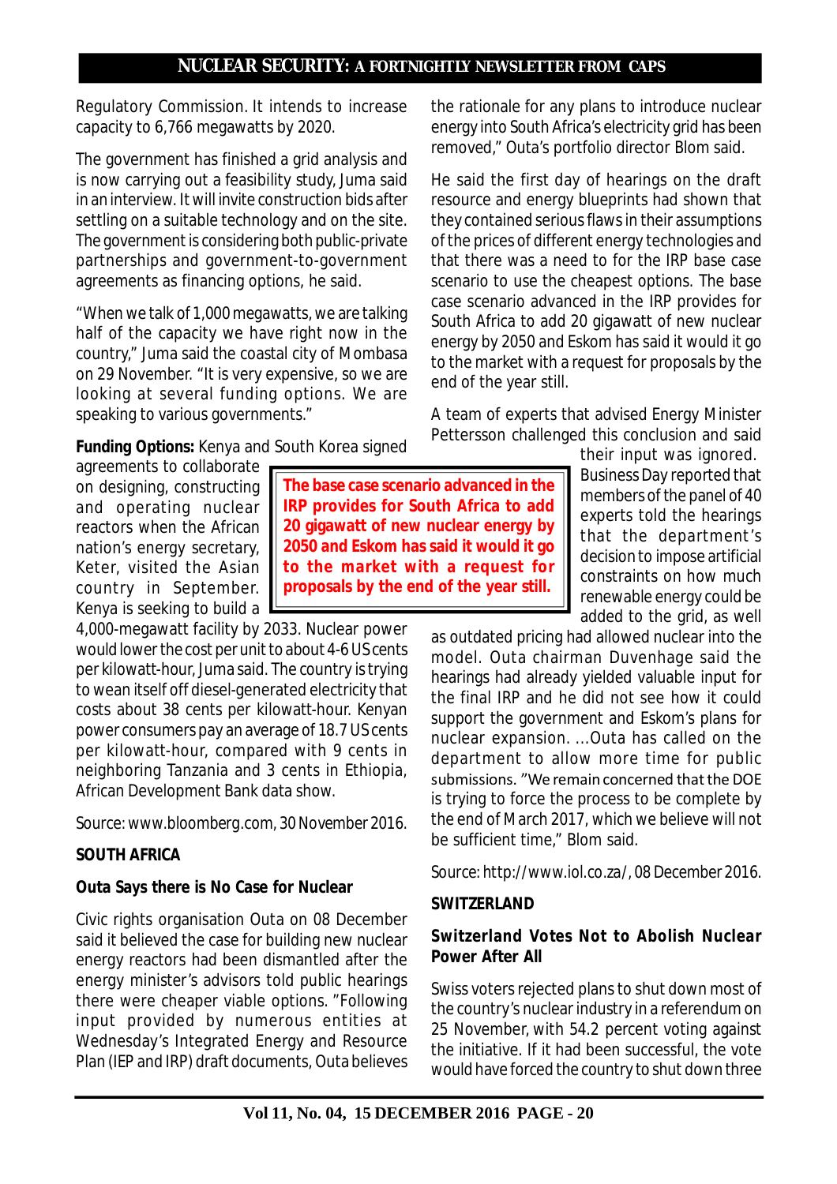Regulatory Commission. It intends to increase capacity to 6,766 megawatts by 2020.

The government has finished a grid analysis and is now carrying out a feasibility study, Juma said in an interview. It will invite construction bids after settling on a suitable technology and on the site. The government is considering both public-private partnerships and government-to-government agreements as financing options, he said.

"When we talk of 1,000 megawatts, we are talking half of the capacity we have right now in the country," Juma said the coastal city of Mombasa on 29 November. "It is very expensive, so we are looking at several funding options. We are speaking to various governments."

**Funding Options:** Kenya and South Korea signed agreements to collaborate on designing, constructing and operating nuclear reactors when the African nation's energy secretary, Keter, visited the Asian country in September. Kenya is seeking to build a 4,000-megawatt facility by 2033. Nuclear power would lower the cost per unit to about 4-6 US cents per kilowatt-hour, Juma said. The country is trying to wean itself off diesel-generated electricity that costs about 38 cents per kilowatt-hour. Kenyan power consumers pay an average of 18.7 US cents per kilowatt-hour, compared with 9 cents in neighboring Tanzania and 3 cents in Ethiopia, African Development Bank data show.

Source: www.bloomberg.com, 30 November 2016.

**SOUTH AFRICA**

**Outa Says there is No Case for Nuclear**

Civic rights organisation Outa on 08 December said it believed the case for building new nuclear energy reactors had been dismantled after the energy minister's advisors told public hearings there were cheaper viable options. "Following input provided by numerous entities at Wednesday's Integrated Energy and Resource Plan (IEP and IRP) draft documents, Outa believes the rationale for any plans to introduce nuclear energy into South Africa's electricity grid has been removed," Outa's portfolio director Blom said.

He said the first day of hearings on the draft resource and energy blueprints had shown that they contained serious flaws in their assumptions of the prices of different energy technologies and that there was a need to for the IRP base case scenario to use the cheapest options. The base case scenario advanced in the IRP provides for South Africa to add 20 gigawatt of new nuclear energy by 2050 and Eskom has said it would it go to the market with a request for proposals by the end of the year still.

**The base case scenario advanced in the IRP provides for South Africa to add 20 gigawatt of new nuclear energy by 2050 and Eskom has said it would it go to the market with a request for proposals by the end of the year still.**

A team of experts that advised Energy Minister Pettersson challenged this conclusion and said their input was ignored. Business Day reported that members of the panel of 40 experts told the hearings that the department's decision to impose artificial constraints on how much renewable energy could be added to the grid, as well as outdated pricing had allowed nuclear into the model. Outa chairman Duvenhage said the hearings had already yielded valuable input for the final IRP and he did not see how it could support the government and Eskom's plans for nuclear expansion. ...Outa has called on the department to allow more time for public submissions. "We remain concerned that the DOE is trying to force the process to be complete by the end of March 2017, which we believe will not be sufficient time," Blom said.

Source: http://www.iol.co.za/, 08 December 2016.

**SWITZERLAND**

**Switzerland Votes Not to Abolish Nuclear Power After All**

Swiss voters rejected plans to shut down most of the country's nuclear industry in a referendum on 25 November, with 54.2 percent voting against the initiative. If it had been successful, the vote would have forced the country to shut down three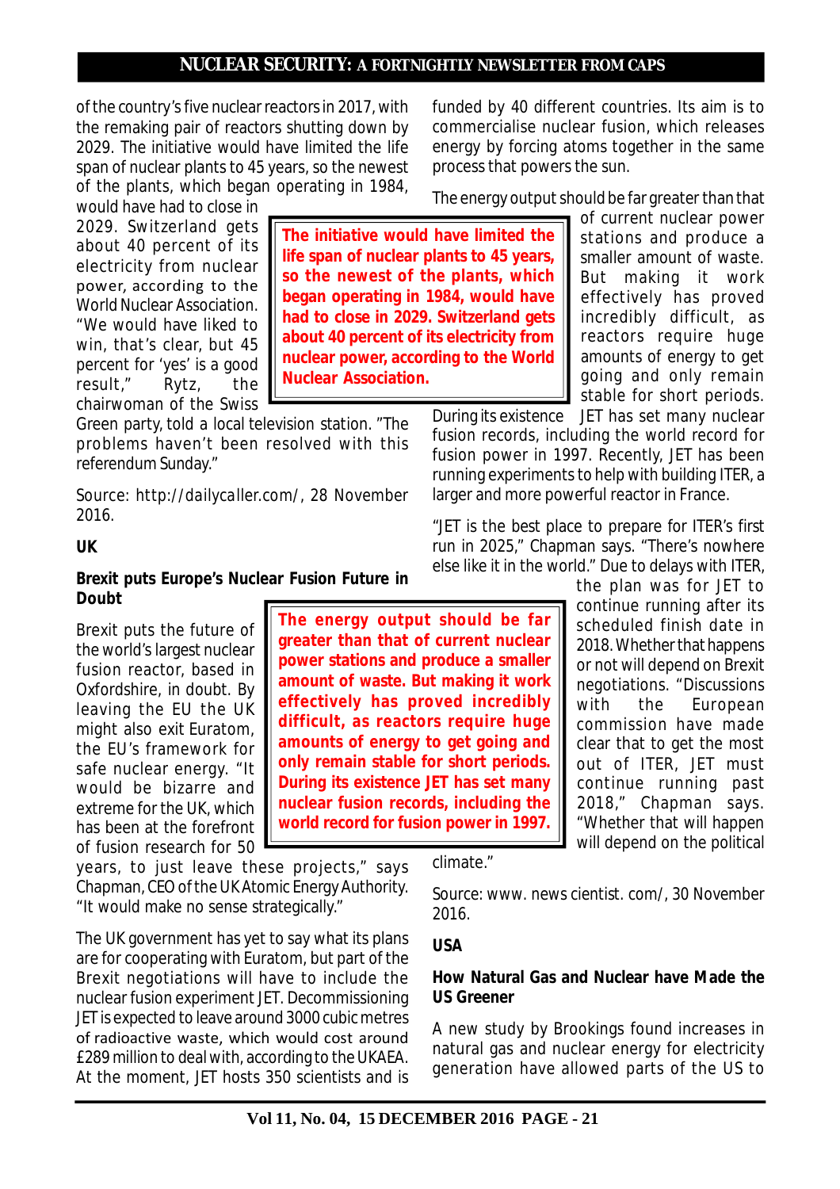of the country's five nuclear reactors in 2017, with the remaking pair of reactors shutting down by 2029. The initiative would have limited the life span of nuclear plants to 45 years, so the newest of the plants, which began operating in 1984, would have had to close in 2029. Switzerland gets about 40 percent of its electricity from nuclear power, according to the World Nuclear Association. "We would have liked to win, that's clear, but 45 percent for 'yes' is a good result," Rytz, the chairwoman of the Swiss Green party, told a local television station. "The problems haven't been resolved with this referendum Sunday."

**The initiative would have limited the life span of nuclear plants to 45 years, so the newest of the plants, which began operating in 1984, would have had to close in 2029. Switzerland gets about 40 percent of its electricity from nuclear power, according to the World Nuclear Association.**

Source: http://dailycaller.com/, 28 November 2016.

## UK

### Brexit puts Europe's Nuclear Fusion Future in Doubt

Brexit puts the future of the world's largest nuclear fusion reactor, based in Oxfordshire, in doubt. By leaving the EU the UK might also exit Euratom, the EU's framework for safe nuclear energy. "It would be bizarre and extreme for the UK, which has been at the forefront of fusion research for 50 years, to just leave these projects," says Chapman, CEO of the UK Atomic Energy Authority. "It would make no sense strategically."

The UK government has yet to say what its plans are for cooperating with Euratom, but part of the Brexit negotiations will have to include the nuclear fusion experiment JET. Decommissioning JET is expected to leave around 3000 cubic metres of radioactive waste, which would cost around £289 million to deal with, according to the UKAEA. At the moment, JET hosts 350 scientists and is funded by 40 different countries. Its aim is to commercialise nuclear fusion, which releases energy by forcing atoms together in the same process that powers the sun.

The energy output should be far greater than that of current nuclear power stations and produce a smaller amount of waste. But making it work effectively has proved incredibly difficult, as reactors require huge amounts of energy to get going and only remain stable for short periods. During its existence JET has set many nuclear fusion records, including the world record for fusion power in 1997. Recently, JET has been running experiments to help with building ITER, a larger and more powerful reactor in France.

**The energy output should be far greater than that of current nuclear power stations and produce a smaller amount of waste. But making it work effectively has proved incredibly difficult, as reactors require huge amounts of energy to get going and only remain stable for short periods. During its existence JET has set many nuclear fusion records, including the world record for fusion power in 1997.**

"JET is the best place to prepare for ITER's first run in 2025," Chapman says. "There's nowhere else like it in the world." Due to delays with ITER, the plan was for JET to continue running after its scheduled finish date in 2018. Whether that happens or not will depend on Brexit negotiations. "Discussions with the European commission have made clear that to get the most out of ITER, JET must continue running past 2018," Chapman says. "Whether that will happen will depend on the political climate."

Source: www. news cientist. com/, 30 November 2016.

## USA

### How Natural Gas and Nuclear have Made the US Greener

A new study by Brookings found increases in natural gas and nuclear energy for electricity generation have allowed parts of the US to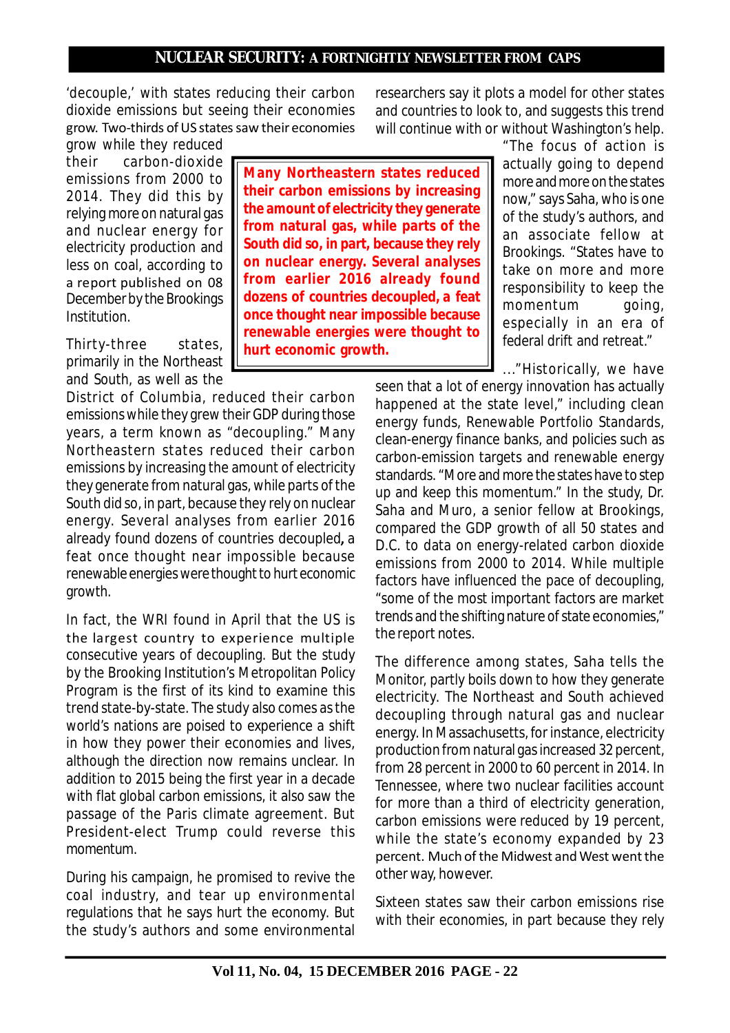'decouple,' with states reducing their carbon dioxide emissions but seeing their economies grow. Two-thirds of US states saw their economies grow while they reduced their carbon-dioxide emissions from 2000 to 2014. They did this by relying more on natural gas and nuclear energy for electricity production and less on coal, according to a report published on 08 December by the Brookings Institution.

Thirty-three states, primarily in the Northeast and South, as well as the District of Columbia, reduced their carbon emissions while they grew their GDP during those years, a term known as "decoupling." Many Northeastern states reduced their carbon emissions by increasing the amount of electricity they generate from natural gas, while parts of the South did so, in part, because they rely on nuclear energy. Several analyses from earlier 2016 already found dozens of countries decoupled, a feat once thought near impossible because renewable energies were thought to hurt economic growth.

**Many Northeastern states reduced their carbon emissions by increasing the amount of electricity they generate from natural gas, while parts of the South did so, in part, because they rely on nuclear energy. Several analyses from earlier 2016 already found dozens of countries decoupled, a feat once thought near impossible because renewable energies were thought to hurt economic growth.**

In fact, the WRI found in April that the US is the largest country to experience multiple consecutive years of decoupling. But the study by the Brooking Institution's Metropolitan Policy Program is the first of its kind to examine this trend state-by-state. The study also comes as the world's nations are poised to experience a shift in how they power their economies and lives, although the direction now remains unclear. In addition to 2015 being the first year in a decade with flat global carbon emissions, it also saw the passage of the Paris climate agreement. But President-elect Trump could reverse this momentum.

During his campaign, he promised to revive the coal industry, and tear up environmental regulations that he says hurt the economy. But the study's authors and some environmental researchers say it plots a model for other states and countries to look to, and suggests this trend will continue with or without Washington's help.

"The focus of action is actually going to depend more and more on the states now," says Saha, who is one of the study's authors, and an associate fellow at Brookings. "States have to take on more and more responsibility to keep the momentum going, especially in an era of federal drift and retreat."

..."Historically, we have seen that a lot of energy innovation has actually happened at the state level," including clean energy funds, Renewable Portfolio Standards, clean-energy finance banks, and policies such as carbon-emission targets and renewable energy standards. "More and more the states have to step up and keep this momentum." In the study, Dr. Saha and Muro, a senior fellow at Brookings, compared the GDP growth of all 50 states and D.C. to data on energy-related carbon dioxide emissions from 2000 to 2014. While multiple factors have influenced the pace of decoupling, "some of the most important factors are market trends and the shifting nature of state economies," the report notes.

The difference among states, Saha tells the Monitor, partly boils down to how they generate electricity. The Northeast and South achieved decoupling through natural gas and nuclear energy. In Massachusetts, for instance, electricity production from natural gas increased 32 percent, from 28 percent in 2000 to 60 percent in 2014. In Tennessee, where two nuclear facilities account for more than a third of electricity generation, carbon emissions were reduced by 19 percent, while the state's economy expanded by 23 percent. Much of the Midwest and West went the other way, however.

Sixteen states saw their carbon emissions rise with their economies, in part because they rely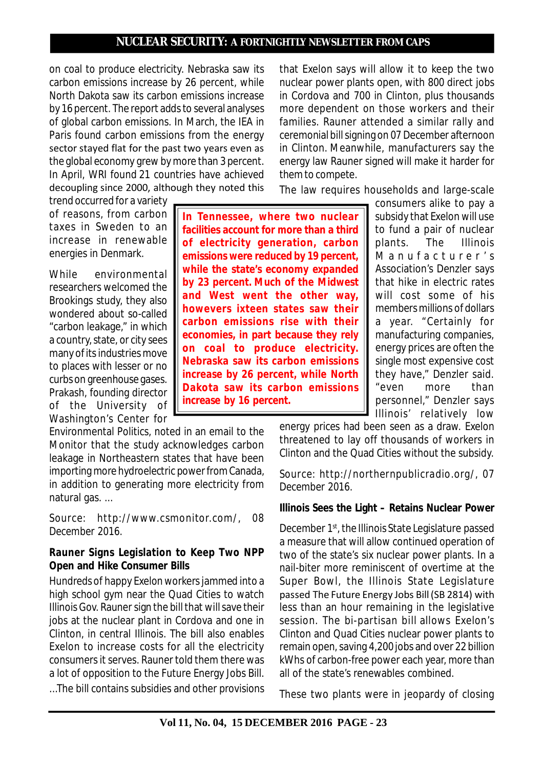on coal to produce electricity. Nebraska saw its carbon emissions increase by 26 percent, while North Dakota saw its carbon emissions increase by 16 percent. The report adds to several analyses of global carbon emissions. In March, the IEA in Paris found carbon emissions from the energy sector stayed flat for the past two years even as the global economy grew by more than 3 percent. In April, WRI found 21 countries have achieved decoupling since 2000, although they noted this trend occurred for a variety of reasons, from carbon taxes in Sweden to an increase in renewable energies in Denmark.

**In Tennessee, where two nuclear facilities account for more than a third of electricity generation, carbon emissions were reduced by 19 percent, while the state's economy expanded by 23 percent. Much of the Midwest and West went the other way, howevers ixteen states saw their carbon emissions rise with their economies, in part because they rely on coal to produce electricity. Nebraska saw its carbon emissions increase by 26 percent, while North Dakota saw its carbon emissions increase by 16 percent.**

While environmental researchers welcomed the Brookings study, they also wondered about so-called "carbon leakage," in which a country, state, or city sees many of its industries move to places with lesser or no curbs on greenhouse gases. Prakash, founding director of the University of Washington's Center for Environmental Politics, noted in an email to the Monitor that the study acknowledges carbon leakage in Northeastern states that have been importing more hydroelectric power from Canada, in addition to generating more electricity from natural gas. ...

Source: http://www.csmonitor.com/, 08 December 2016.

**Rauner Signs Legislation to Keep Two NPP Open and Hike Consumer Bills**

Hundreds of happy Exelon workers jammed into a high school gym near the Quad Cities to watch Illinois Gov. Rauner sign the bill that will save their jobs at the nuclear plant in Cordova and one in Clinton, in central Illinois. The bill also enables Exelon to increase costs for all the electricity consumers it serves. Rauner told them there was a lot of opposition to the Future Energy Jobs Bill. ...The bill contains subsidies and other provisions that Exelon says will allow it to keep the two nuclear power plants open, with 800 direct jobs in Cordova and 700 in Clinton, plus thousands more dependent on those workers and their families. Rauner attended a similar rally and ceremonial bill signing on 07 December afternoon in Clinton. Meanwhile, manufacturers say the energy law Rauner signed will make it harder for them to compete.

The law requires households and large-scale consumers alike to pay a subsidy that Exelon will use to fund a pair of nuclear plants. The Illinois Manufacturer's Association's Denzler says that hike in electric rates will cost some of his members millions of dollars a year. "Certainly for manufacturing companies, energy prices are often the single most expensive cost they have," Denzler said. "even more than personnel," Denzler says Illinois' relatively low energy prices had been seen as a draw. Exelon threatened to lay off thousands of workers in Clinton and the Quad Cities without the subsidy.

Source: http://northernpublicradio.org/, 07 December 2016.

**Illinois Sees the Light – Retains Nuclear Power**

December 1st, the Illinois State Legislature passed a measure that will allow continued operation of two of the state's six nuclear power plants. In a nail-biter more reminiscent of overtime at the Super Bowl, the Illinois State Legislature passed The Future Energy Jobs Bill (SB 2814) with less than an hour remaining in the legislative session. The bi-partisan bill allows Exelon's Clinton and Quad Cities nuclear power plants to remain open, saving 4,200 jobs and over 22 billion kWhs of carbon-free power each year, more than all of the state's renewables combined.

These two plants were in jeopardy of closing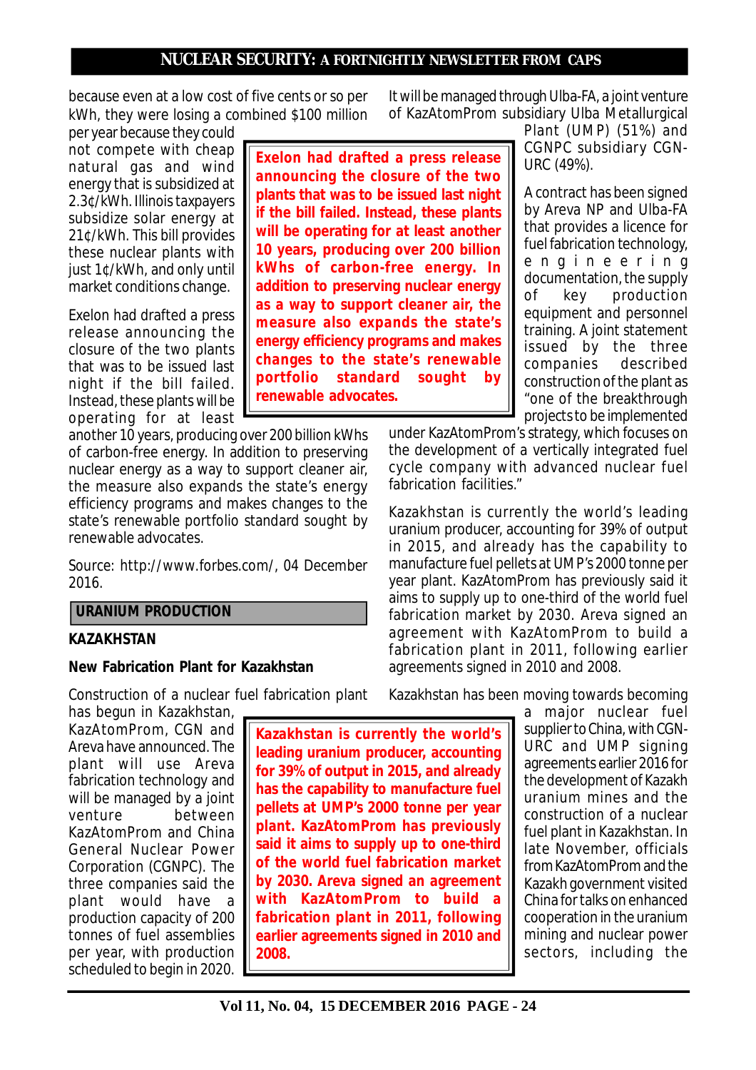because even at a low cost of five cents or so per kWh, they were losing a combined $100 million per year because they could not compete with cheap natural gas and wind energy that is subsidized at 2.3¢/kWh. Illinois taxpayers subsidize solar energy at 21¢/kWh. This bill provides these nuclear plants with just 1¢/kWh, and only until market conditions change.

> **Exelon had drafted a press release announcing the closure of the two plants that was to be issued last night if the bill failed. Instead, these plants will be operating for at least another 10 years, producing over 200 billion kWhs of carbon-free energy. In addition to preserving nuclear energy as a way to support cleaner air, the measure also expands the state's energy efficiency programs and makes changes to the state's renewable portfolio standard sought by renewable advocates.**

Exelon had drafted a press release announcing the closure of the two plants that was to be issued last night if the bill failed. Instead, these plants will be operating for at least another 10 years, producing over 200 billion kWhs of carbon-free energy. In addition to preserving nuclear energy as a way to support cleaner air, the measure also expands the state's energy efficiency programs and makes changes to the state's renewable portfolio standard sought by renewable advocates.

Source: http://www.forbes.com/, 04 December 2016.

## URANIUM PRODUCTION

### KAZAKHSTAN

### New Fabrication Plant for Kazakhstan

Construction of a nuclear fuel fabrication plant has begun in Kazakhstan, KazAtomProm, CGN and Areva have announced. The plant will use Areva fabrication technology and will be managed by a joint venture between KazAtomProm and China General Nuclear Power Corporation (CGNPC). The three companies said the plant would have a production capacity of 200 tonnes of fuel assemblies per year, with production scheduled to begin in 2020. It will be managed through Ulba-FA, a joint venture of KazAtomProm subsidiary Ulba Metallurgical Plant (UMP) (51%) and CGNPC subsidiary CGN-URC (49%).

A contract has been signed by Areva NP and Ulba-FA that provides a licence for fuel fabrication technology, engineering documentation, the supply of key production equipment and personnel training. A joint statement issued by the three companies described construction of the plant as "one of the breakthrough projects to be implemented under KazAtomProm's strategy, which focuses on the development of a vertically integrated fuel cycle company with advanced nuclear fuel fabrication facilities."

> **Kazakhstan is currently the world's leading uranium producer, accounting for 39% of output in 2015, and already has the capability to manufacture fuel pellets at UMP's 2000 tonne per year plant. KazAtomProm has previously said it aims to supply up to one-third of the world fuel fabrication market by 2030. Areva signed an agreement with KazAtomProm to build a fabrication plant in 2011, following earlier agreements signed in 2010 and 2008.**

Kazakhstan is currently the world's leading uranium producer, accounting for 39% of output in 2015, and already has the capability to manufacture fuel pellets at UMP's 2000 tonne per year plant. KazAtomProm has previously said it aims to supply up to one-third of the world fuel fabrication market by 2030. Areva signed an agreement with KazAtomProm to build a fabrication plant in 2011, following earlier agreements signed in 2010 and 2008.

Kazakhstan has been moving towards becoming a major nuclear fuel supplier to China, with CGN-URC and UMP signing agreements earlier 2016 for the development of Kazakh uranium mines and the construction of a nuclear fuel plant in Kazakhstan. In late November, officials from KazAtomProm and the Kazakh government visited China for talks on enhanced cooperation in the uranium mining and nuclear power sectors, including the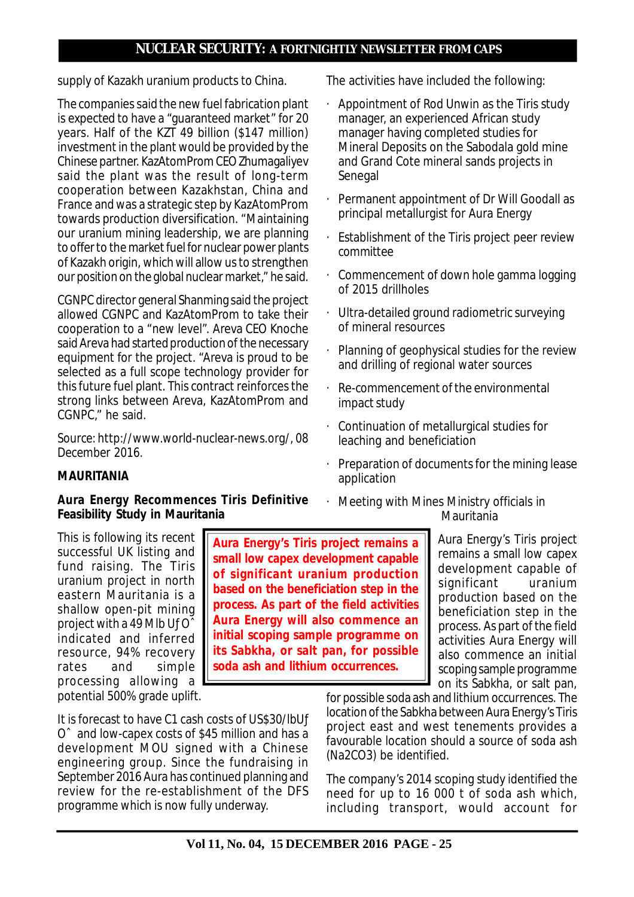supply of Kazakh uranium products to China.

The companies said the new fuel fabrication plant is expected to have a "guaranteed market" for 20 years. Half of the KZT 49 billion ($147 million) investment in the plant would be provided by the Chinese partner. KazAtomProm CEO Zhumagaliyev said the plant was the result of long-term cooperation between Kazakhstan, China and France and was a strategic step by KazAtomProm towards production diversification. "Maintaining our uranium mining leadership, we are planning to offer to the market fuel for nuclear power plants of Kazakh origin, which will allow us to strengthen our position on the global nuclear market," he said.

CGNPC director general Shanming said the project allowed CGNPC and KazAtomProm to take their cooperation to a "new level". Areva CEO Knoche said Areva had started production of the necessary equipment for the project. "Areva is proud to be selected as a full scope technology provider for this future fuel plant. This contract reinforces the strong links between Areva, KazAtomProm and CGNPC," he said.

Source: http://www.world-nuclear-news.org/, 08 December 2016.

**MAURITANIA**

**Aura Energy Recommences Tiris Definitive Feasibility Study in Mauritania**

This is following its recent successful UK listing and fund raising. The Tiris uranium project in north eastern Mauritania is a shallow open-pit mining project with a 49 Mlb UƒOˆ indicated and inferred resource, 94% recovery rates and simple processing allowing a potential 500% grade uplift.

It is forecast to have C1 cash costs of US$30/lbUƒOˆ and low-capex costs of $45 million and has a development MOU signed with a Chinese engineering group. Since the fundraising in September 2016 Aura has continued planning and review for the re-establishment of the DFS programme which is now fully underway.

The activities have included the following:

- Appointment of Rod Unwin as the Tiris study manager, an experienced African study manager having completed studies for Mineral Deposits on the Sabodala gold mine and Grand Cote mineral sands projects in Senegal
- Permanent appointment of Dr Will Goodall as principal metallurgist for Aura Energy
- Establishment of the Tiris project peer review committee
- Commencement of down hole gamma logging of 2015 drillholes
- Ultra-detailed ground radiometric surveying of mineral resources
- Planning of geophysical studies for the review and drilling of regional water sources
- Re-commencement of the environmental impact study
- Continuation of metallurgical studies for leaching and beneficiation
- Preparation of documents for the mining lease application
- Meeting with Mines Ministry officials in Mauritania

**Aura Energy's Tiris project remains a small low capex development capable of significant uranium production based on the beneficiation step in the process. As part of the field activities Aura Energy will also commence an initial scoping sample programme on its Sabkha, or salt pan, for possible soda ash and lithium occurrences.**

Aura Energy's Tiris project remains a small low capex development capable of significant uranium production based on the beneficiation step in the process. As part of the field activities Aura Energy will also commence an initial scoping sample programme on its Sabkha, or salt pan, for possible soda ash and lithium occurrences. The location of the Sabkha between Aura Energy's Tiris project east and west tenements provides a favourable location should a source of soda ash ($Na_2CO_3$) be identified.

The company's 2014 scoping study identified the need for up to 16 000 t of soda ash which, including transport, would account for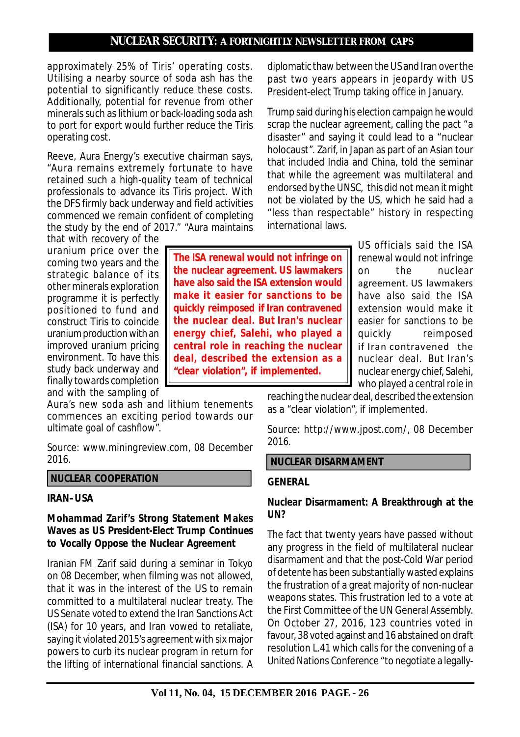approximately 25% of Tiris' operating costs. Utilising a nearby source of soda ash has the potential to significantly reduce these costs. Additionally, potential for revenue from other minerals such as lithium or back-loading soda ash to port for export would further reduce the Tiris operating cost.

Reeve, Aura Energy's executive chairman says, "Aura remains extremely fortunate to have retained such a high-quality team of technical professionals to advance its Tiris project. With the DFS firmly back underway and field activities commenced we remain confident of completing the study by the end of 2017." "Aura maintains that with recovery of the uranium price over the coming two years and the strategic balance of its other minerals exploration programme it is perfectly positioned to fund and construct Tiris to coincide uranium production with an improved uranium pricing environment. To have this study back underway and finally towards completion and with the sampling of Aura's new soda ash and lithium tenements commences an exciting period towards our ultimate goal of cashflow".

Source: www.miningreview.com, 08 December 2016.

## NUCLEAR COOPERATION

### IRAN–USA

#### Mohammad Zarif's Strong Statement Makes Waves as US President-Elect Trump Continues to Vocally Oppose the Nuclear Agreement

Iranian FM Zarif said during a seminar in Tokyo on 08 December, when filming was not allowed, that it was in the interest of the US to remain committed to a multilateral nuclear treaty. The US Senate voted to extend the Iran Sanctions Act (ISA) for 10 years, and Iran vowed to retaliate, saying it violated 2015's agreement with six major powers to curb its nuclear program in return for the lifting of international financial sanctions. A diplomatic thaw between the US and Iran over the past two years appears in jeopardy with US President-elect Trump taking office in January.

Trump said during his election campaign he would scrap the nuclear agreement, calling the pact "a disaster" and saying it could lead to a "nuclear holocaust". Zarif, in Japan as part of an Asian tour that included India and China, told the seminar that while the agreement was multilateral and endorsed by the UNSC, this did not mean it might not be violated by the US, which he said had a "less than respectable" history in respecting international laws.

> **The ISA renewal would not infringe on the nuclear agreement. US lawmakers have also said the ISA extension would make it easier for sanctions to be quickly reimposed if Iran contravened the nuclear deal. But Iran's nuclear energy chief, Salehi, who played a central role in reaching the nuclear deal, described the extension as a "clear violation", if implemented.**

US officials said the ISA renewal would not infringe on the nuclear agreement. US lawmakers have also said the ISA extension would make it easier for sanctions to be quickly reimposed if Iran contravened the nuclear deal. But Iran's nuclear energy chief, Salehi, who played a central role in reaching the nuclear deal, described the extension as a "clear violation", if implemented.

Source: http://www.jpost.com/, 08 December 2016.

## NUCLEAR DISARMAMENT

### GENERAL

#### Nuclear Disarmament: A Breakthrough at the UN?

The fact that twenty years have passed without any progress in the field of multilateral nuclear disarmament and that the post-Cold War period of detente has been substantially wasted explains the frustration of a great majority of non-nuclear weapons states. This frustration led to a vote at the First Committee of the UN General Assembly. On October 27, 2016, 123 countries voted in favour, 38 voted against and 16 abstained on draft resolution L.41 which calls for the convening of a United Nations Conference "to negotiate a legally-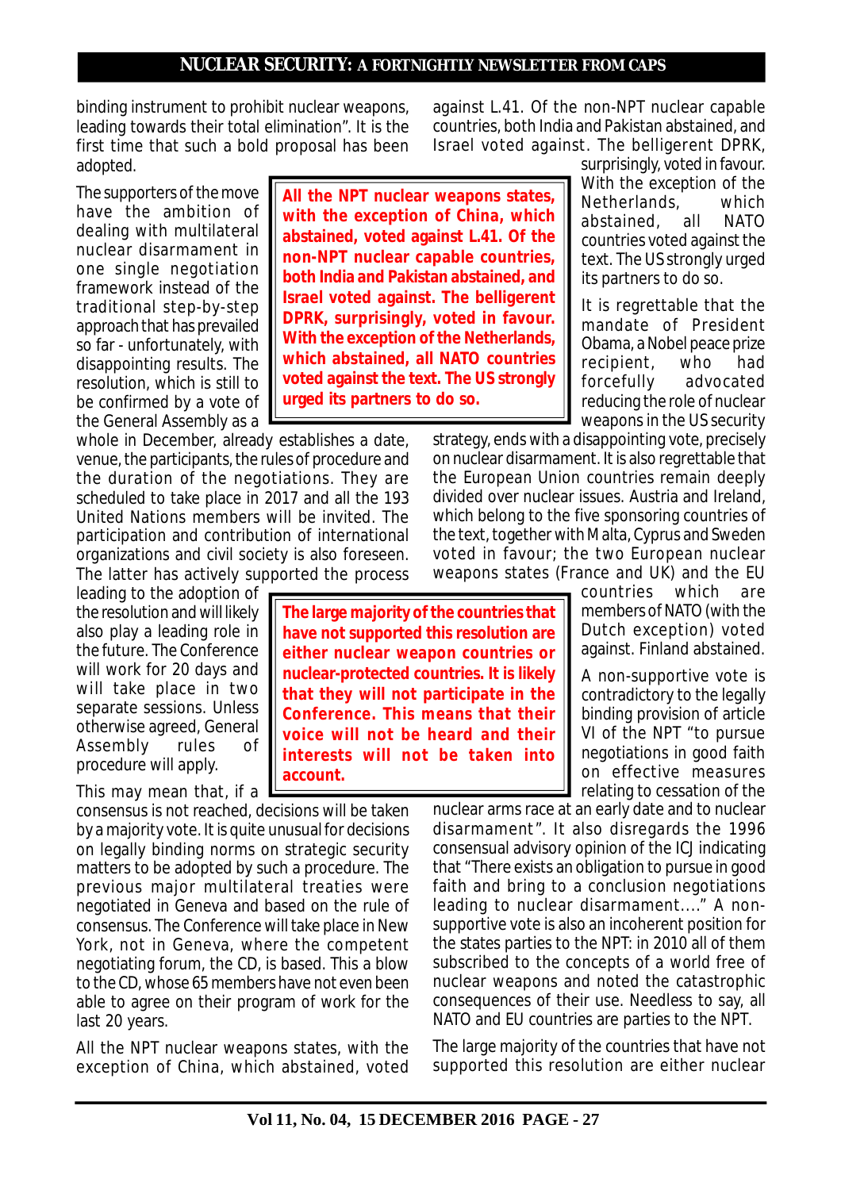binding instrument to prohibit nuclear weapons, leading towards their total elimination". It is the first time that such a bold proposal has been adopted.

The supporters of the move have the ambition of dealing with multilateral nuclear disarmament in one single negotiation framework instead of the traditional step-by-step approach that has prevailed so far - unfortunately, with disappointing results. The resolution, which is still to be confirmed by a vote of the General Assembly as a whole in December, already establishes a date, venue, the participants, the rules of procedure and the duration of the negotiations. They are scheduled to take place in 2017 and all the 193 United Nations members will be invited. The participation and contribution of international organizations and civil society is also foreseen. The latter has actively supported the process leading to the adoption of the resolution and will likely also play a leading role in the future. The Conference will work for 20 days and will take place in two separate sessions. Unless otherwise agreed, General Assembly rules of procedure will apply.

**All the NPT nuclear weapons states, with the exception of China, which abstained, voted against L.41. Of the non-NPT nuclear capable countries, both India and Pakistan abstained, and Israel voted against. The belligerent DPRK, surprisingly, voted in favour. With the exception of the Netherlands, which abstained, all NATO countries voted against the text. The US strongly urged its partners to do so.**

This may mean that, if a consensus is not reached, decisions will be taken by a majority vote. It is quite unusual for decisions on legally binding norms on strategic security matters to be adopted by such a procedure. The previous major multilateral treaties were negotiated in Geneva and based on the rule of consensus. The Conference will take place in New York, not in Geneva, where the competent negotiating forum, the CD, is based. This a blow to the CD, whose 65 members have not even been able to agree on their program of work for the last 20 years.

All the NPT nuclear weapons states, with the exception of China, which abstained, voted against L.41. Of the non-NPT nuclear capable countries, both India and Pakistan abstained, and Israel voted against. The belligerent DPRK, surprisingly, voted in favour. With the exception of the Netherlands, which abstained, all NATO countries voted against the text. The US strongly urged its partners to do so.

It is regrettable that the mandate of President Obama, a Nobel peace prize recipient, who had forcefully advocated reducing the role of nuclear weapons in the US security strategy, ends with a disappointing vote, precisely on nuclear disarmament. It is also regrettable that the European Union countries remain deeply divided over nuclear issues. Austria and Ireland, which belong to the five sponsoring countries of the text, together with Malta, Cyprus and Sweden voted in favour; the two European nuclear weapons states (France and UK) and the EU countries which are members of NATO (with the Dutch exception) voted against. Finland abstained.

**The large majority of the countries that have not supported this resolution are either nuclear weapon countries or nuclear-protected countries. It is likely that they will not participate in the Conference. This means that their voice will not be heard and their interests will not be taken into account.**

A non-supportive vote is contradictory to the legally binding provision of article VI of the NPT "to pursue negotiations in good faith on effective measures relating to cessation of the nuclear arms race at an early date and to nuclear disarmament". It also disregards the 1996 consensual advisory opinion of the ICJ indicating that "There exists an obligation to pursue in good faith and bring to a conclusion negotiations leading to nuclear disarmament…." A non-supportive vote is also an incoherent position for the states parties to the NPT: in 2010 all of them subscribed to the concepts of a world free of nuclear weapons and noted the catastrophic consequences of their use. Needless to say, all NATO and EU countries are parties to the NPT.

The large majority of the countries that have not supported this resolution are either nuclear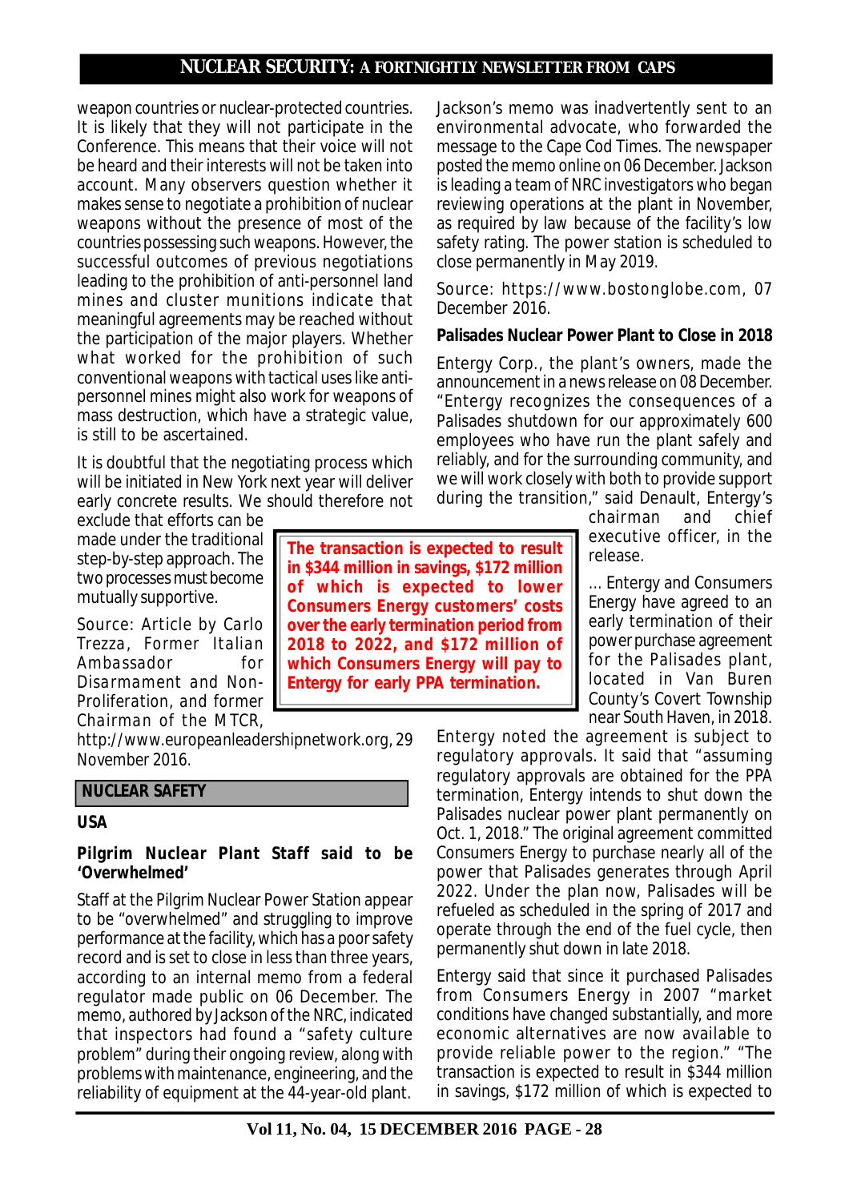weapon countries or nuclear-protected countries. It is likely that they will not participate in the Conference. This means that their voice will not be heard and their interests will not be taken into account. Many observers question whether it makes sense to negotiate a prohibition of nuclear weapons without the presence of most of the countries possessing such weapons. However, the successful outcomes of previous negotiations leading to the prohibition of anti-personnel land mines and cluster munitions indicate that meaningful agreements may be reached without the participation of the major players. Whether what worked for the prohibition of such conventional weapons with tactical uses like anti-personnel mines might also work for weapons of mass destruction, which have a strategic value, is still to be ascertained.

It is doubtful that the negotiating process which will be initiated in New York next year will deliver early concrete results. We should therefore not exclude that efforts can be made under the traditional step-by-step approach. The two processes must become mutually supportive.

Source: Article by Carlo Trezza, Former Italian Ambassador for Disarmament and Non-Proliferation, and former Chairman of the MTCR, http://www.europeanleadershipnetwork.org, 29 November 2016.

## NUCLEAR SAFETY

### USA

### Pilgrim Nuclear Plant Staff said to be 'Overwhelmed'

Staff at the Pilgrim Nuclear Power Station appear to be "overwhelmed" and struggling to improve performance at the facility, which has a poor safety record and is set to close in less than three years, according to an internal memo from a federal regulator made public on 06 December. The memo, authored by Jackson of the NRC, indicated that inspectors had found a "safety culture problem" during their ongoing review, along with problems with maintenance, engineering, and the reliability of equipment at the 44-year-old plant. Jackson's memo was inadvertently sent to an environmental advocate, who forwarded the message to the Cape Cod Times. The newspaper posted the memo online on 06 December. Jackson is leading a team of NRC investigators who began reviewing operations at the plant in November, as required by law because of the facility's low safety rating. The power station is scheduled to close permanently in May 2019.

Source: https://www.bostonglobe.com, 07 December 2016.

### Palisades Nuclear Power Plant to Close in 2018

Entergy Corp., the plant's owners, made the announcement in a news release on 08 December. "Entergy recognizes the consequences of a Palisades shutdown for our approximately 600 employees who have run the plant safely and reliably, and for the surrounding community, and we will work closely with both to provide support during the transition," said Denault, Entergy's chairman and chief executive officer, in the release.

**The transaction is expected to result in $344 million in savings, $172 million of which is expected to lower Consumers Energy customers' costs over the early termination period from 2018 to 2022, and $172 million of which Consumers Energy will pay to Entergy for early PPA termination.**

... Entergy and Consumers Energy have agreed to an early termination of their power purchase agreement for the Palisades plant, located in Van Buren County's Covert Township near South Haven, in 2018. Entergy noted the agreement is subject to regulatory approvals. It said that "assuming regulatory approvals are obtained for the PPA termination, Entergy intends to shut down the Palisades nuclear power plant permanently on Oct. 1, 2018." The original agreement committed Consumers Energy to purchase nearly all of the power that Palisades generates through April 2022. Under the plan now, Palisades will be refueled as scheduled in the spring of 2017 and operate through the end of the fuel cycle, then permanently shut down in late 2018.

Entergy said that since it purchased Palisades from Consumers Energy in 2007 "market conditions have changed substantially, and more economic alternatives are now available to provide reliable power to the region." "The transaction is expected to result in $344 million in savings, $172 million of which is expected to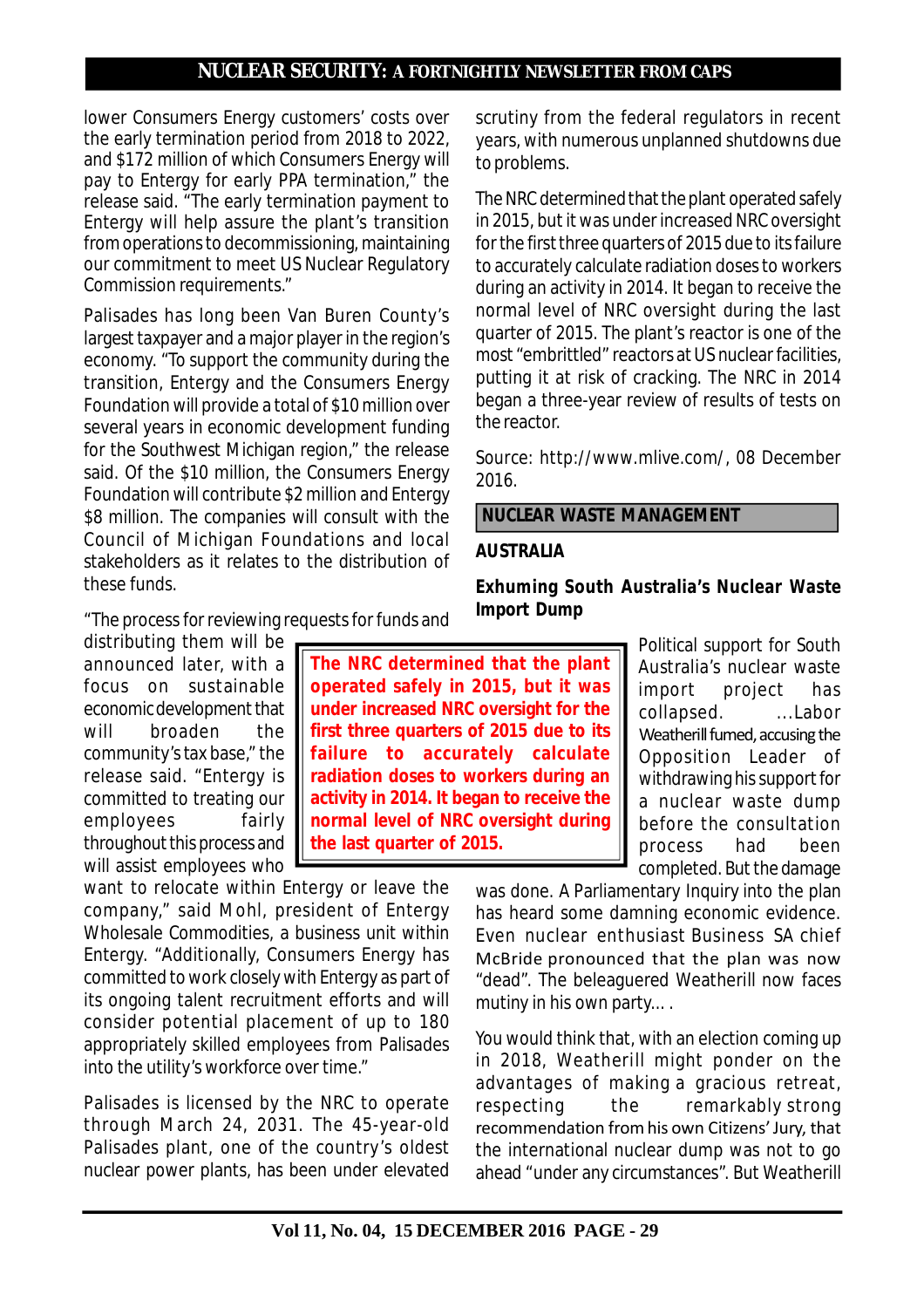lower Consumers Energy customers' costs over the early termination period from 2018 to 2022, and $172 million of which Consumers Energy will pay to Entergy for early PPA termination," the release said. "The early termination payment to Entergy will help assure the plant's transition from operations to decommissioning, maintaining our commitment to meet US Nuclear Regulatory Commission requirements."

Palisades has long been Van Buren County's largest taxpayer and a major player in the region's economy. "To support the community during the transition, Entergy and the Consumers Energy Foundation will provide a total of $10 million over several years in economic development funding for the Southwest Michigan region," the release said. Of the $10 million, the Consumers Energy Foundation will contribute $2 million and Entergy $8 million. The companies will consult with the Council of Michigan Foundations and local stakeholders as it relates to the distribution of these funds.

"The process for reviewing requests for funds and distributing them will be announced later, with a focus on sustainable economic development that will broaden the community's tax base," the release said. "Entergy is committed to treating our employees fairly throughout this process and will assist employees who want to relocate within Entergy or leave the company," said Mohl, president of Entergy Wholesale Commodities, a business unit within Entergy. "Additionally, Consumers Energy has committed to work closely with Entergy as part of its ongoing talent recruitment efforts and will consider potential placement of up to 180 appropriately skilled employees from Palisades into the utility's workforce over time."

> **The NRC determined that the plant operated safely in 2015, but it was under increased NRC oversight for the first three quarters of 2015 due to its failure to accurately calculate radiation doses to workers during an activity in 2014. It began to receive the normal level of NRC oversight during the last quarter of 2015.**

Palisades is licensed by the NRC to operate through March 24, 2031. The 45-year-old Palisades plant, one of the country's oldest nuclear power plants, has been under elevated scrutiny from the federal regulators in recent years, with numerous unplanned shutdowns due to problems.

The NRC determined that the plant operated safely in 2015, but it was under increased NRC oversight for the first three quarters of 2015 due to its failure to accurately calculate radiation doses to workers during an activity in 2014. It began to receive the normal level of NRC oversight during the last quarter of 2015. The plant's reactor is one of the most "embrittled" reactors at US nuclear facilities, putting it at risk of cracking. The NRC in 2014 began a three-year review of results of tests on the reactor.

Source: http://www.mlive.com/, 08 December 2016.

## NUCLEAR WASTE MANAGEMENT

### AUSTRALIA

### Exhuming South Australia's Nuclear Waste Import Dump

Political support for South Australia's nuclear waste import project has collapsed. ...Labor Weatherill fumed, accusing the Opposition Leader of withdrawing his support for a nuclear waste dump before the consultation process had been completed. But the damage was done. A Parliamentary Inquiry into the plan has heard some damning economic evidence. Even nuclear enthusiast Business SA chief McBride pronounced that the plan was now "dead". The beleaguered Weatherill now faces mutiny in his own party... .

You would think that, with an election coming up in 2018, Weatherill might ponder on the advantages of making a gracious retreat, respecting the remarkably strong recommendation from his own Citizens' Jury, that the international nuclear dump was not to go ahead "under any circumstances". But Weatherill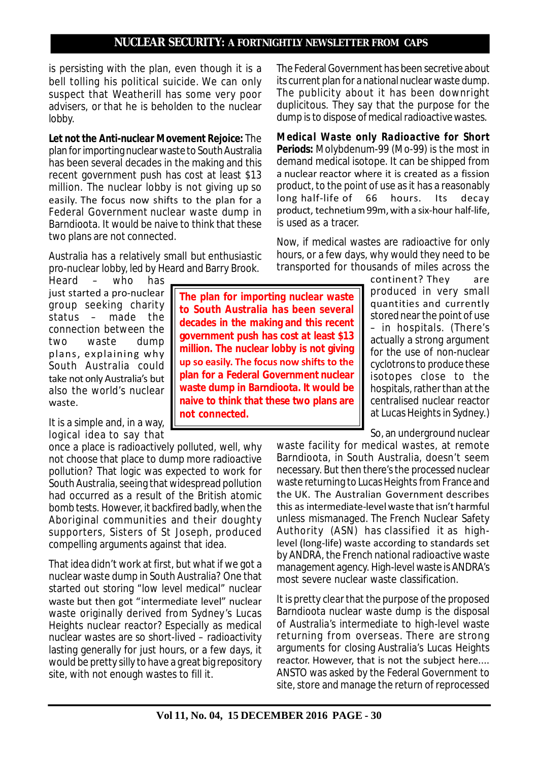is persisting with the plan, even though it is a bell tolling his political suicide. We can only suspect that Weatherill has some very poor advisers, or that he is beholden to the nuclear lobby.

**Let not the Anti-nuclear Movement Rejoice:** The plan for importing nuclear waste to South Australia has been several decades in the making and this recent government push has cost at least $13 million. The nuclear lobby is not giving up so easily. The focus now shifts to the plan for a Federal Government nuclear waste dump in Barndioota. It would be naive to think that these two plans are not connected.

Australia has a relatively small but enthusiastic pro-nuclear lobby, led by Heard and Barry Brook. Heard – who has just started a pro-nuclear group seeking charity status – made the connection between the two waste dump plans, explaining why South Australia could take not only Australia's but also the world's nuclear waste.

It is a simple and, in a way, logical idea to say that once a place is radioactively polluted, well, why not choose that place to dump more radioactive pollution? That logic was expected to work for South Australia, seeing that widespread pollution had occurred as a result of the British atomic bomb tests. However, it backfired badly, when the Aboriginal communities and their doughty supporters, Sisters of St Joseph, produced compelling arguments against that idea.

That idea didn't work at first, but what if we got a nuclear waste dump in South Australia? One that started out storing "low level medical" nuclear waste but then got "intermediate level" nuclear waste originally derived from Sydney's Lucas Heights nuclear reactor? Especially as medical nuclear wastes are so short-lived – radioactivity lasting generally for just hours, or a few days, it would be pretty silly to have a great big repository site, with not enough wastes to fill it.

The Federal Government has been secretive about its current plan for a national nuclear waste dump. The publicity about it has been downright duplicitous. They say that the purpose for the dump is to dispose of medical radioactive wastes.

**Medical Waste only Radioactive for Short Periods:** Molybdenum-99 (Mo-99) is the most in demand medical isotope. It can be shipped from a nuclear reactor where it is created as a fission product, to the point of use as it has a reasonably long half-life of 66 hours. Its decay product, technetium 99m, with a six-hour half-life, is used as a tracer.

Now, if medical wastes are radioactive for only hours, or a few days, why would they need to be transported for thousands of miles across the continent? They are produced in very small quantities and currently stored near the point of use – in hospitals. (There's actually a strong argument for the use of non-nuclear cyclotrons to produce these isotopes close to the hospitals, rather than at the centralised nuclear reactor at Lucas Heights in Sydney.)

So, an underground nuclear waste facility for medical wastes, at remote Barndioota, in South Australia, doesn't seem necessary. But then there's the processed nuclear waste returning to Lucas Heights from France and the UK. The Australian Government describes this as intermediate-level waste that isn't harmful unless mismanaged. The French Nuclear Safety Authority (ASN) has classified it as high-level (long-life) waste according to standards set by ANDRA, the French national radioactive waste management agency. High-level waste is ANDRA's most severe nuclear waste classification.

It is pretty clear that the purpose of the proposed Barndioota nuclear waste dump is the disposal of Australia's intermediate to high-level waste returning from overseas. There are strong arguments for closing Australia's Lucas Heights reactor. However, that is not the subject here.... ANSTO was asked by the Federal Government to site, store and manage the return of reprocessed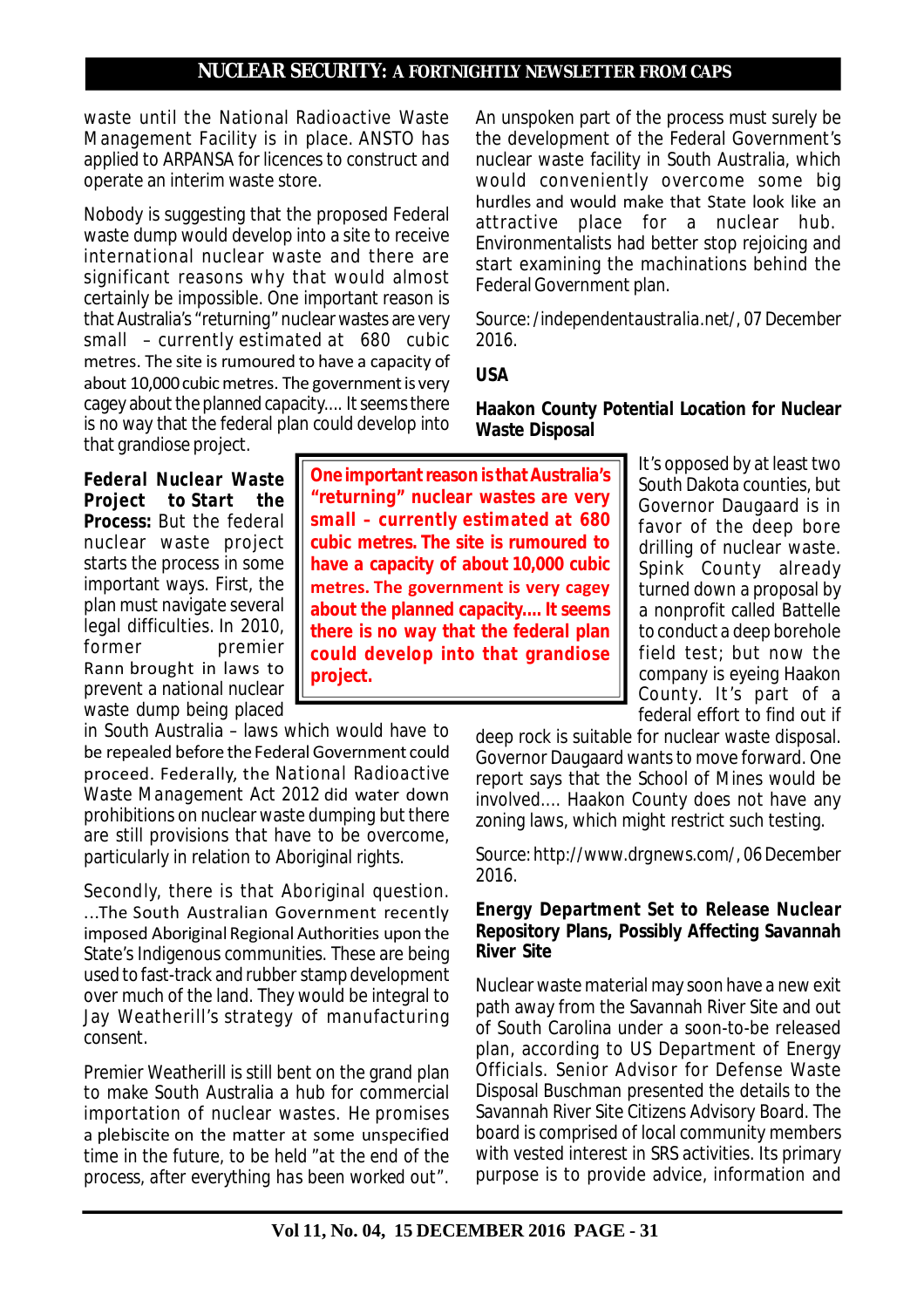waste until the National Radioactive Waste Management Facility is in place. ANSTO has applied to ARPANSA for licences to construct and operate an interim waste store.

Nobody is suggesting that the proposed Federal waste dump would develop into a site to receive international nuclear waste and there are significant reasons why that would almost certainly be impossible. One important reason is that Australia's "returning" nuclear wastes are very small – currently estimated at 680 cubic metres. The site is rumoured to have a capacity of about 10,000 cubic metres. The government is very cagey about the planned capacity.... It seems there is no way that the federal plan could develop into that grandiose project.

**Federal Nuclear Waste Project to Start the Process:** But the federal nuclear waste project starts the process in some important ways. First, the plan must navigate several legal difficulties. In 2010, former premier Rann brought in laws to prevent a national nuclear waste dump being placed in South Australia – laws which would have to be repealed before the Federal Government could proceed. Federally, the National Radioactive Waste Management Act 2012 did water down prohibitions on nuclear waste dumping but there are still provisions that have to be overcome, particularly in relation to Aboriginal rights.

**One important reason is that Australia's "returning" nuclear wastes are very small – currently estimated at 680 cubic metres. The site is rumoured to have a capacity of about 10,000 cubic metres. The government is very cagey about the planned capacity.... It seems there is no way that the federal plan could develop into that grandiose project.**

Secondly, there is that Aboriginal question. ...The South Australian Government recently imposed Aboriginal Regional Authorities upon the State's Indigenous communities. These are being used to fast-track and rubber stamp development over much of the land. They would be integral to Jay Weatherill's strategy of manufacturing consent.

Premier Weatherill is still bent on the grand plan to make South Australia a hub for commercial importation of nuclear wastes. He promises a plebiscite on the matter at some unspecified time in the future, to be held "at the end of the process, after everything has been worked out". An unspoken part of the process must surely be the development of the Federal Government's nuclear waste facility in South Australia, which would conveniently overcome some big hurdles and would make that State look like an attractive place for a nuclear hub. Environmentalists had better stop rejoicing and start examining the machinations behind the Federal Government plan.

Source: /independentaustralia.net/, 07 December 2016.

## USA

### Haakon County Potential Location for Nuclear Waste Disposal

It's opposed by at least two South Dakota counties, but Governor Daugaard is in favor of the deep bore drilling of nuclear waste. Spink County already turned down a proposal by a nonprofit called Battelle to conduct a deep borehole field test; but now the company is eyeing Haakon County. It's part of a federal effort to find out if deep rock is suitable for nuclear waste disposal. Governor Daugaard wants to move forward. One report says that the School of Mines would be involved.... Haakon County does not have any zoning laws, which might restrict such testing.

Source: http://www.drgnews.com/, 06 December 2016.

### Energy Department Set to Release Nuclear Repository Plans, Possibly Affecting Savannah River Site

Nuclear waste material may soon have a new exit path away from the Savannah River Site and out of South Carolina under a soon-to-be released plan, according to US Department of Energy Officials. Senior Advisor for Defense Waste Disposal Buschman presented the details to the Savannah River Site Citizens Advisory Board. The board is comprised of local community members with vested interest in SRS activities. Its primary purpose is to provide advice, information and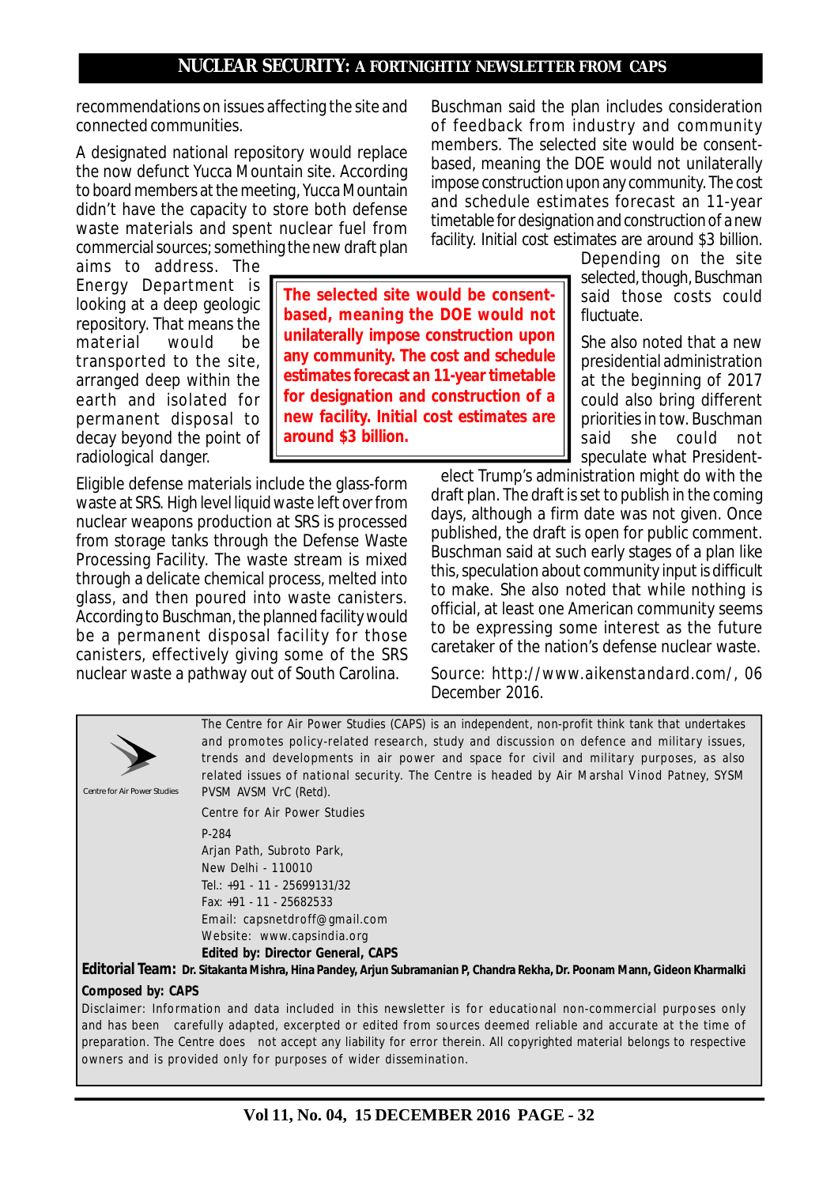recommendations on issues affecting the site and connected communities.

A designated national repository would replace the now defunct Yucca Mountain site. According to board members at the meeting, Yucca Mountain didn't have the capacity to store both defense waste materials and spent nuclear fuel from commercial sources; something the new draft plan aims to address. The Energy Department is looking at a deep geologic repository. That means the material would be transported to the site, arranged deep within the earth and isolated for permanent disposal to decay beyond the point of radiological danger.

> **The selected site would be consent-based, meaning the DOE would not unilaterally impose construction upon any community. The cost and schedule estimates forecast an 11-year timetable for designation and construction of a new facility. Initial cost estimates are around $3 billion.**

Eligible defense materials include the glass-form waste at SRS. High level liquid waste left over from nuclear weapons production at SRS is processed from storage tanks through the Defense Waste Processing Facility. The waste stream is mixed through a delicate chemical process, melted into glass, and then poured into waste canisters. According to Buschman, the planned facility would be a permanent disposal facility for those canisters, effectively giving some of the SRS nuclear waste a pathway out of South Carolina.

Buschman said the plan includes consideration of feedback from industry and community members. The selected site would be consent-based, meaning the DOE would not unilaterally impose construction upon any community. The cost and schedule estimates forecast an 11-year timetable for designation and construction of a new facility. Initial cost estimates are around $3 billion. Depending on the site selected, though, Buschman said those costs could fluctuate.

She also noted that a new presidential administration at the beginning of 2017 could also bring different priorities in tow. Buschman said she could not speculate what President-elect Trump's administration might do with the draft plan. The draft is set to publish in the coming days, although a firm date was not given. Once published, the draft is open for public comment. Buschman said at such early stages of a plan like this, speculation about community input is difficult to make. She also noted that while nothing is official, at least one American community seems to be expressing some interest as the future caretaker of the nation's defense nuclear waste.

Source: http://www.aikenstandard.com/, 06 December 2016.

---

Centre for Air Power Studies

The Centre for Air Power Studies (CAPS) is an independent, non-profit think tank that undertakes and promotes policy-related research, study and discussion on defence and military issues, trends and developments in air power and space for civil and military purposes, as also related issues of national security. The Centre is headed by Air Marshal Vinod Patney, SYSM PVSM AVSM VrC (Retd).

Centre for Air Power Studies

P-284
Arjan Path, Subroto Park,
New Delhi - 110010
Tel.: +91 - 11 - 25699131/32
Fax: +91 - 11 - 25682533
Email: capsnetdroff@gmail.com
Website: www.capsindia.org

**Edited by: Director General, CAPS**

**Editorial Team: Dr. Sitakanta Mishra, Hina Pandey, Arjun Subramanian P, Chandra Rekha, Dr. Poonam Mann, Gideon Kharmalki**

**Composed by: CAPS**

Disclaimer: Information and data included in this newsletter is for educational non-commercial purposes only and has been carefully adapted, excerpted or edited from sources deemed reliable and accurate at the time of preparation. The Centre does not accept any liability for error therein. All copyrighted material belongs to respective owners and is provided only for purposes of wider dissemination.